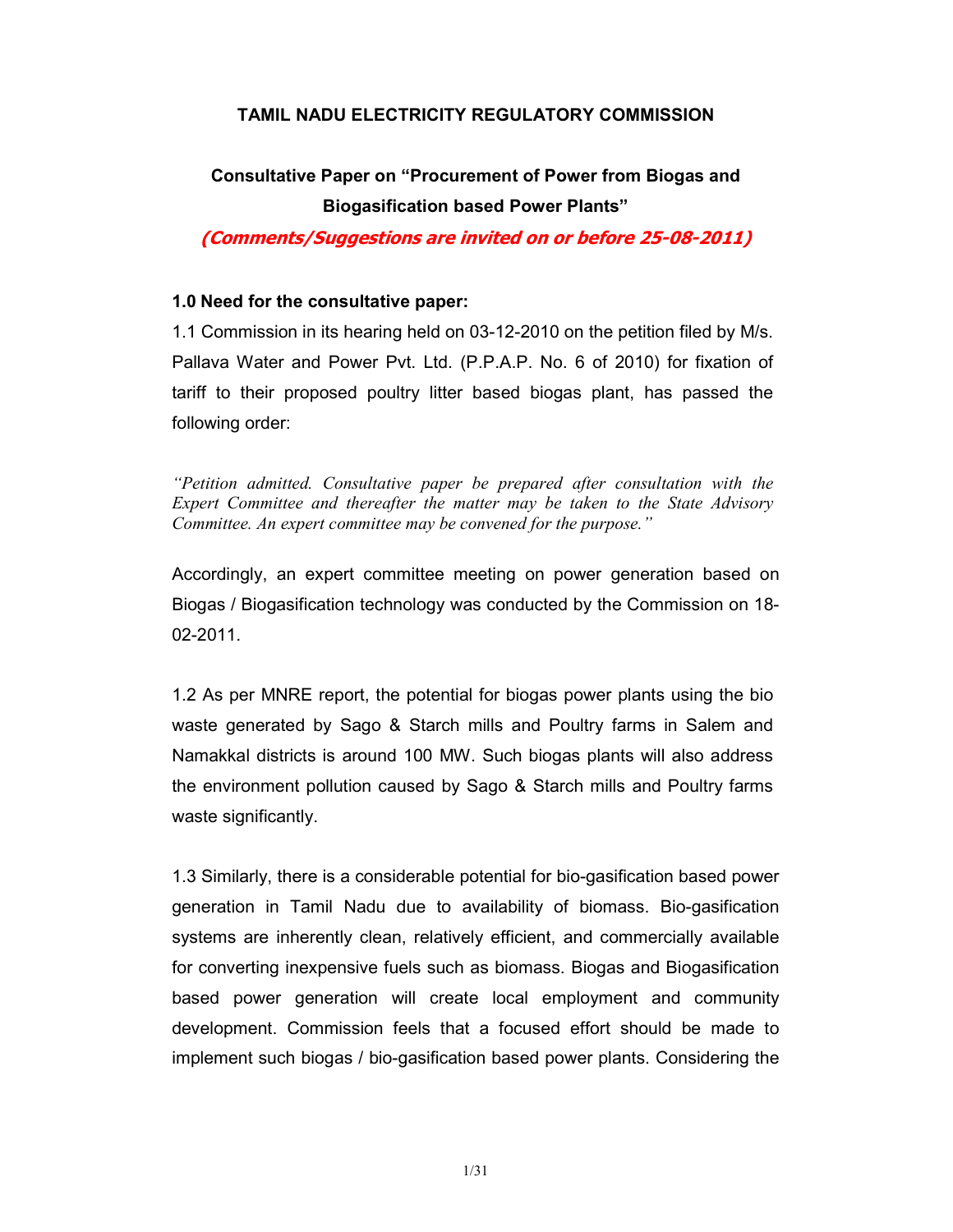# TAMIL NADU ELECTRICITY REGULATORY COMMISSION

## Consultative Paper on "Procurement of Power from Biogas and Biogasification based Power Plants"

***(Comments/Suggestions are invited on or before 25-08-2011)***

### 1.0 Need for the consultative paper:

1.1 Commission in its hearing held on 03-12-2010 on the petition filed by M/s. Pallava Water and Power Pvt. Ltd. (P.P.A.P. No. 6 of 2010) for fixation of tariff to their proposed poultry litter based biogas plant, has passed the following order:

*"Petition admitted. Consultative paper be prepared after consultation with the Expert Committee and thereafter the matter may be taken to the State Advisory Committee. An expert committee may be convened for the purpose."*

Accordingly, an expert committee meeting on power generation based on Biogas / Biogasification technology was conducted by the Commission on 18-02-2011.

1.2 As per MNRE report, the potential for biogas power plants using the bio waste generated by Sago & Starch mills and Poultry farms in Salem and Namakkal districts is around 100 MW. Such biogas plants will also address the environment pollution caused by Sago & Starch mills and Poultry farms waste significantly.

1.3 Similarly, there is a considerable potential for bio-gasification based power generation in Tamil Nadu due to availability of biomass. Bio-gasification systems are inherently clean, relatively efficient, and commercially available for converting inexpensive fuels such as biomass. Biogas and Biogasification based power generation will create local employment and community development. Commission feels that a focused effort should be made to implement such biogas / bio-gasification based power plants. Considering the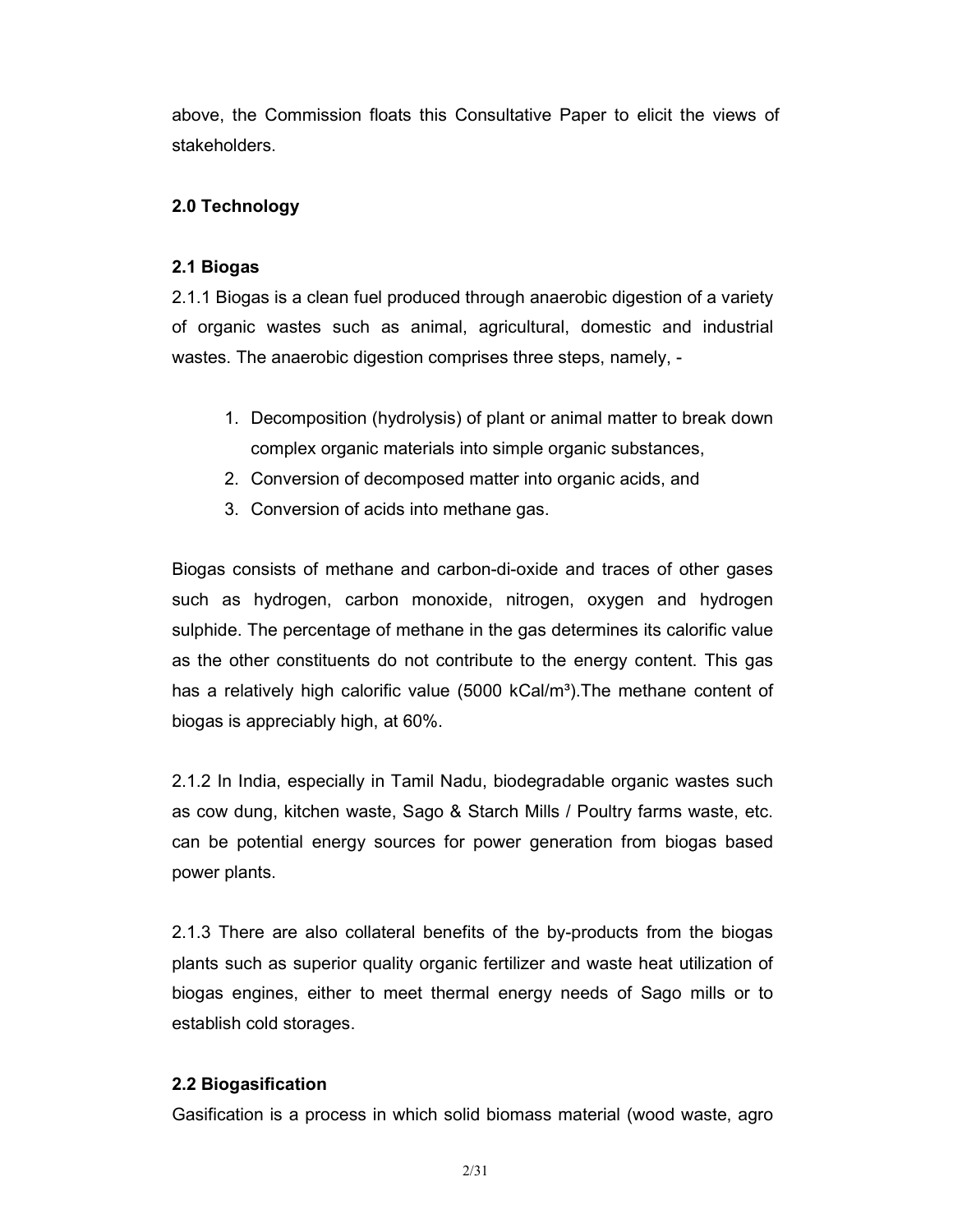above, the Commission floats this Consultative Paper to elicit the views of stakeholders.

## 2.0 Technology

### 2.1 Biogas

2.1.1 Biogas is a clean fuel produced through anaerobic digestion of a variety of organic wastes such as animal, agricultural, domestic and industrial wastes. The anaerobic digestion comprises three steps, namely, -

1. Decomposition (hydrolysis) of plant or animal matter to break down complex organic materials into simple organic substances,
2. Conversion of decomposed matter into organic acids, and
3. Conversion of acids into methane gas.

Biogas consists of methane and carbon-di-oxide and traces of other gases such as hydrogen, carbon monoxide, nitrogen, oxygen and hydrogen sulphide. The percentage of methane in the gas determines its calorific value as the other constituents do not contribute to the energy content. This gas has a relatively high calorific value (5000 kCal/m$^3$).The methane content of biogas is appreciably high, at 60%.

2.1.2 In India, especially in Tamil Nadu, biodegradable organic wastes such as cow dung, kitchen waste, Sago & Starch Mills / Poultry farms waste, etc. can be potential energy sources for power generation from biogas based power plants.

2.1.3 There are also collateral benefits of the by-products from the biogas plants such as superior quality organic fertilizer and waste heat utilization of biogas engines, either to meet thermal energy needs of Sago mills or to establish cold storages.

### 2.2 Biogasification

Gasification is a process in which solid biomass material (wood waste, agro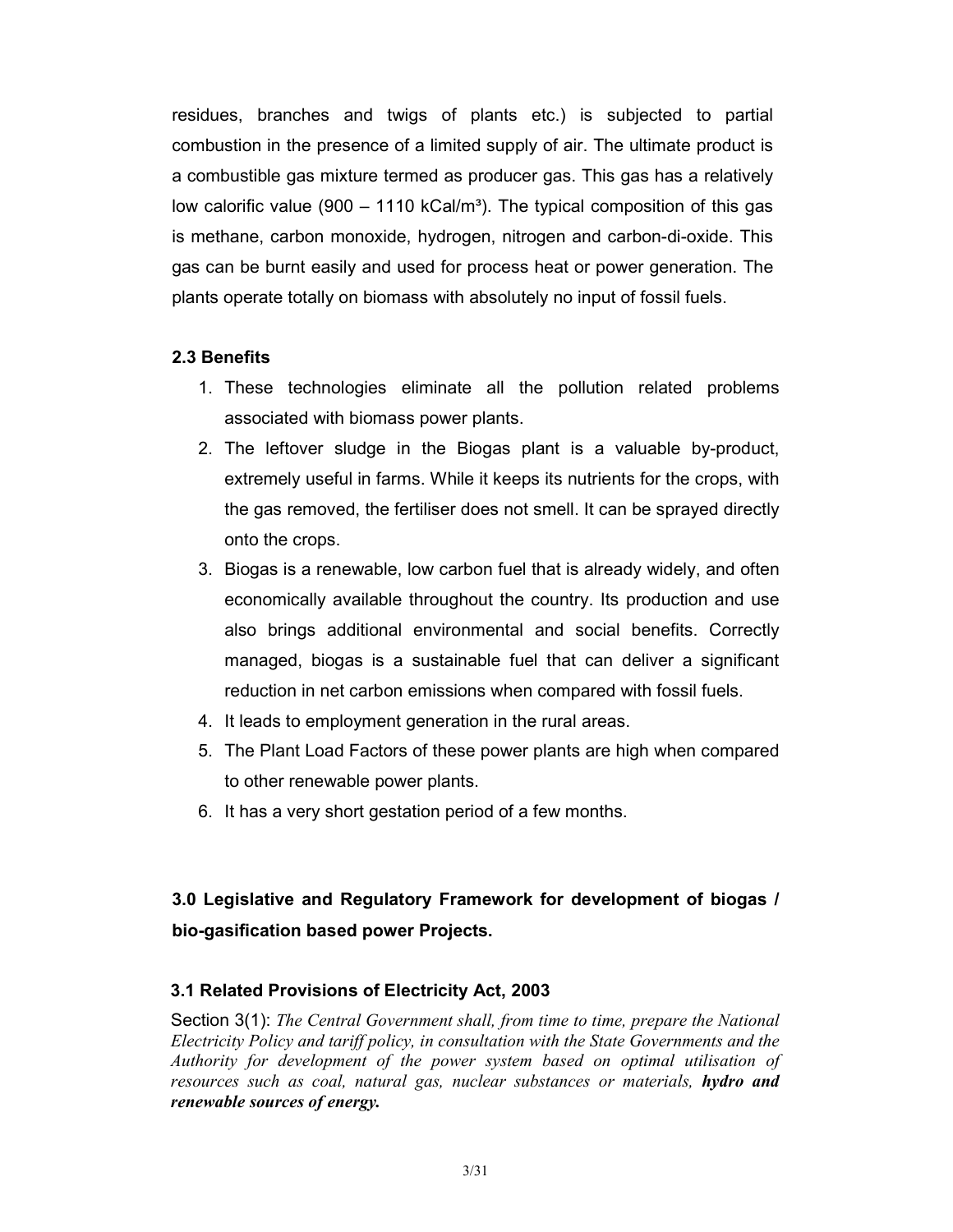residues, branches and twigs of plants etc.) is subjected to partial combustion in the presence of a limited supply of air. The ultimate product is a combustible gas mixture termed as producer gas. This gas has a relatively low calorific value (900 – 1110 kCal/m$^3$). The typical composition of this gas is methane, carbon monoxide, hydrogen, nitrogen and carbon-di-oxide. This gas can be burnt easily and used for process heat or power generation. The plants operate totally on biomass with absolutely no input of fossil fuels.

### 2.3 Benefits

1. These technologies eliminate all the pollution related problems associated with biomass power plants.
2. The leftover sludge in the Biogas plant is a valuable by-product, extremely useful in farms. While it keeps its nutrients for the crops, with the gas removed, the fertiliser does not smell. It can be sprayed directly onto the crops.
3. Biogas is a renewable, low carbon fuel that is already widely, and often economically available throughout the country. Its production and use also brings additional environmental and social benefits. Correctly managed, biogas is a sustainable fuel that can deliver a significant reduction in net carbon emissions when compared with fossil fuels.
4. It leads to employment generation in the rural areas.
5. The Plant Load Factors of these power plants are high when compared to other renewable power plants.
6. It has a very short gestation period of a few months.

## 3.0 Legislative and Regulatory Framework for development of biogas / bio-gasification based power Projects.

### 3.1 Related Provisions of Electricity Act, 2003

Section 3(1): *The Central Government shall, from time to time, prepare the National Electricity Policy and tariff policy, in consultation with the State Governments and the Authority for development of the power system based on optimal utilisation of resources such as coal, natural gas, nuclear substances or materials,* ***hydro and renewable sources of energy.***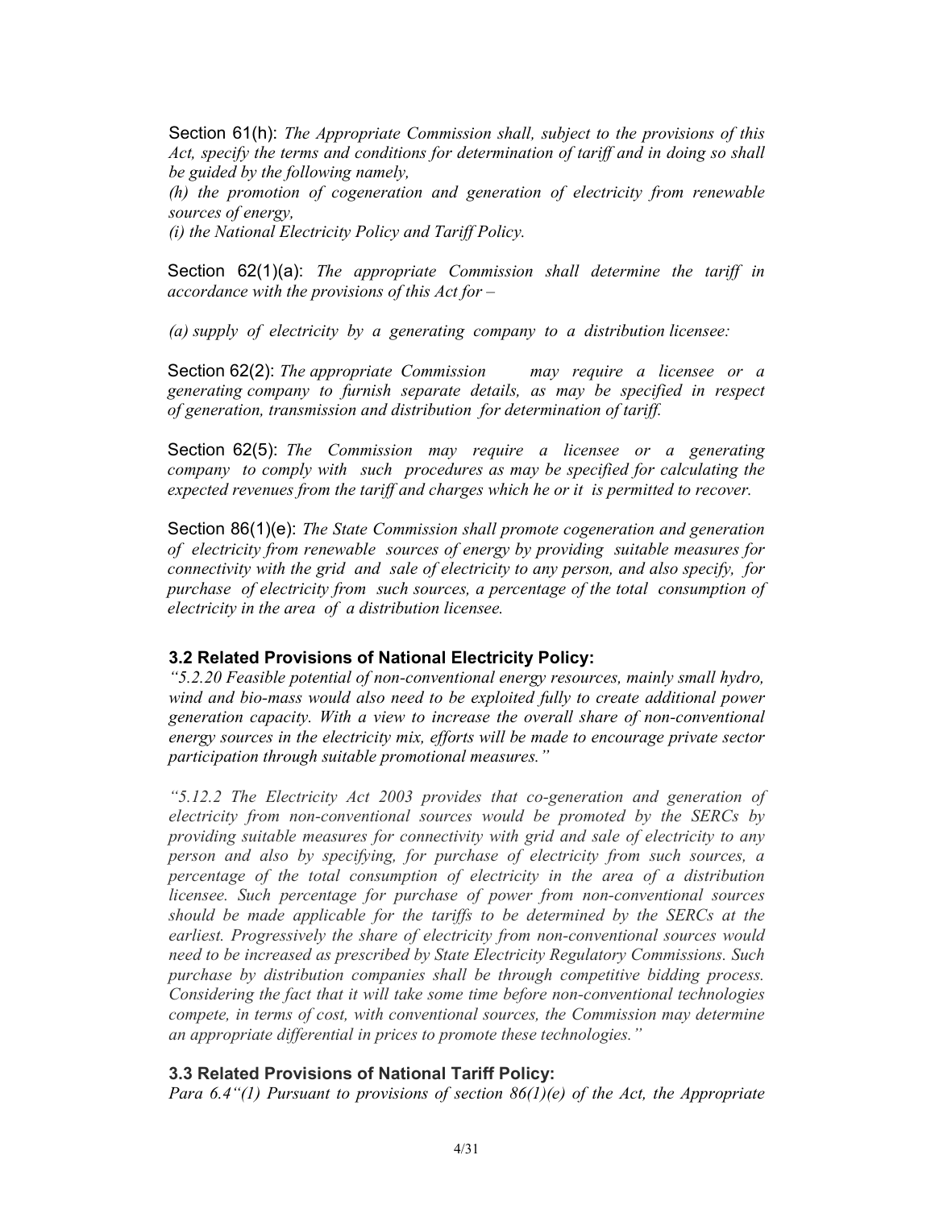Section 61(h): *The Appropriate Commission shall, subject to the provisions of this Act, specify the terms and conditions for determination of tariff and in doing so shall be guided by the following namely,*

*(h) the promotion of cogeneration and generation of electricity from renewable sources of energy,*

*(i) the National Electricity Policy and Tariff Policy.*

Section 62(1)(a): *The appropriate Commission shall determine the tariff in accordance with the provisions of this Act for –*

*(a) supply of electricity by a generating company to a distribution licensee:*

Section 62(2): *The appropriate Commission may require a licensee or a generating company to furnish separate details, as may be specified in respect of generation, transmission and distribution for determination of tariff.*

Section 62(5): *The Commission may require a licensee or a generating company to comply with such procedures as may be specified for calculating the expected revenues from the tariff and charges which he or it is permitted to recover.*

Section 86(1)(e): *The State Commission shall promote cogeneration and generation of electricity from renewable sources of energy by providing suitable measures for connectivity with the grid and sale of electricity to any person, and also specify, for purchase of electricity from such sources, a percentage of the total consumption of electricity in the area of a distribution licensee.*

### 3.2 Related Provisions of National Electricity Policy:

*"5.2.20 Feasible potential of non-conventional energy resources, mainly small hydro, wind and bio-mass would also need to be exploited fully to create additional power generation capacity. With a view to increase the overall share of non-conventional energy sources in the electricity mix, efforts will be made to encourage private sector participation through suitable promotional measures."*

*"5.12.2 The Electricity Act 2003 provides that co-generation and generation of electricity from non-conventional sources would be promoted by the SERCs by providing suitable measures for connectivity with grid and sale of electricity to any person and also by specifying, for purchase of electricity from such sources, a percentage of the total consumption of electricity in the area of a distribution licensee. Such percentage for purchase of power from non-conventional sources should be made applicable for the tariffs to be determined by the SERCs at the earliest. Progressively the share of electricity from non-conventional sources would need to be increased as prescribed by State Electricity Regulatory Commissions. Such purchase by distribution companies shall be through competitive bidding process. Considering the fact that it will take some time before non-conventional technologies compete, in terms of cost, with conventional sources, the Commission may determine an appropriate differential in prices to promote these technologies."*

### 3.3 Related Provisions of National Tariff Policy:

*Para 6.4"(1) Pursuant to provisions of section 86(1)(e) of the Act, the Appropriate*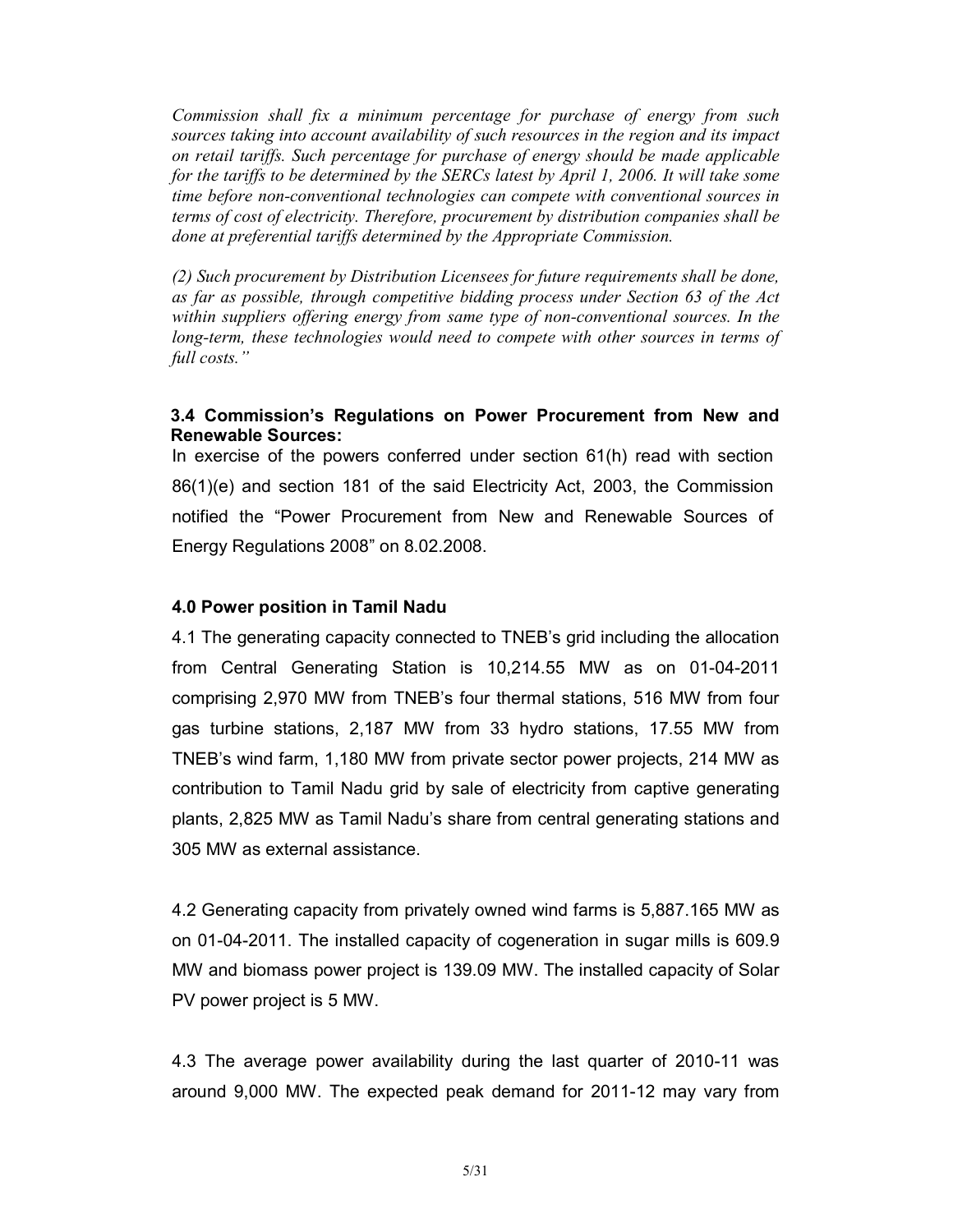*Commission shall fix a minimum percentage for purchase of energy from such sources taking into account availability of such resources in the region and its impact on retail tariffs. Such percentage for purchase of energy should be made applicable for the tariffs to be determined by the SERCs latest by April 1, 2006. It will take some time before non-conventional technologies can compete with conventional sources in terms of cost of electricity. Therefore, procurement by distribution companies shall be done at preferential tariffs determined by the Appropriate Commission.*

*(2) Such procurement by Distribution Licensees for future requirements shall be done, as far as possible, through competitive bidding process under Section 63 of the Act within suppliers offering energy from same type of non-conventional sources. In the long-term, these technologies would need to compete with other sources in terms of full costs."*

### 3.4 Commission's Regulations on Power Procurement from New and Renewable Sources:

In exercise of the powers conferred under section 61(h) read with section 86(1)(e) and section 181 of the said Electricity Act, 2003, the Commission notified the "Power Procurement from New and Renewable Sources of Energy Regulations 2008" on 8.02.2008.

## 4.0 Power position in Tamil Nadu

4.1 The generating capacity connected to TNEB's grid including the allocation from Central Generating Station is 10,214.55 MW as on 01-04-2011 comprising 2,970 MW from TNEB's four thermal stations, 516 MW from four gas turbine stations, 2,187 MW from 33 hydro stations, 17.55 MW from TNEB's wind farm, 1,180 MW from private sector power projects, 214 MW as contribution to Tamil Nadu grid by sale of electricity from captive generating plants, 2,825 MW as Tamil Nadu's share from central generating stations and 305 MW as external assistance.

4.2 Generating capacity from privately owned wind farms is 5,887.165 MW as on 01-04-2011. The installed capacity of cogeneration in sugar mills is 609.9 MW and biomass power project is 139.09 MW. The installed capacity of Solar PV power project is 5 MW.

4.3 The average power availability during the last quarter of 2010-11 was around 9,000 MW. The expected peak demand for 2011-12 may vary from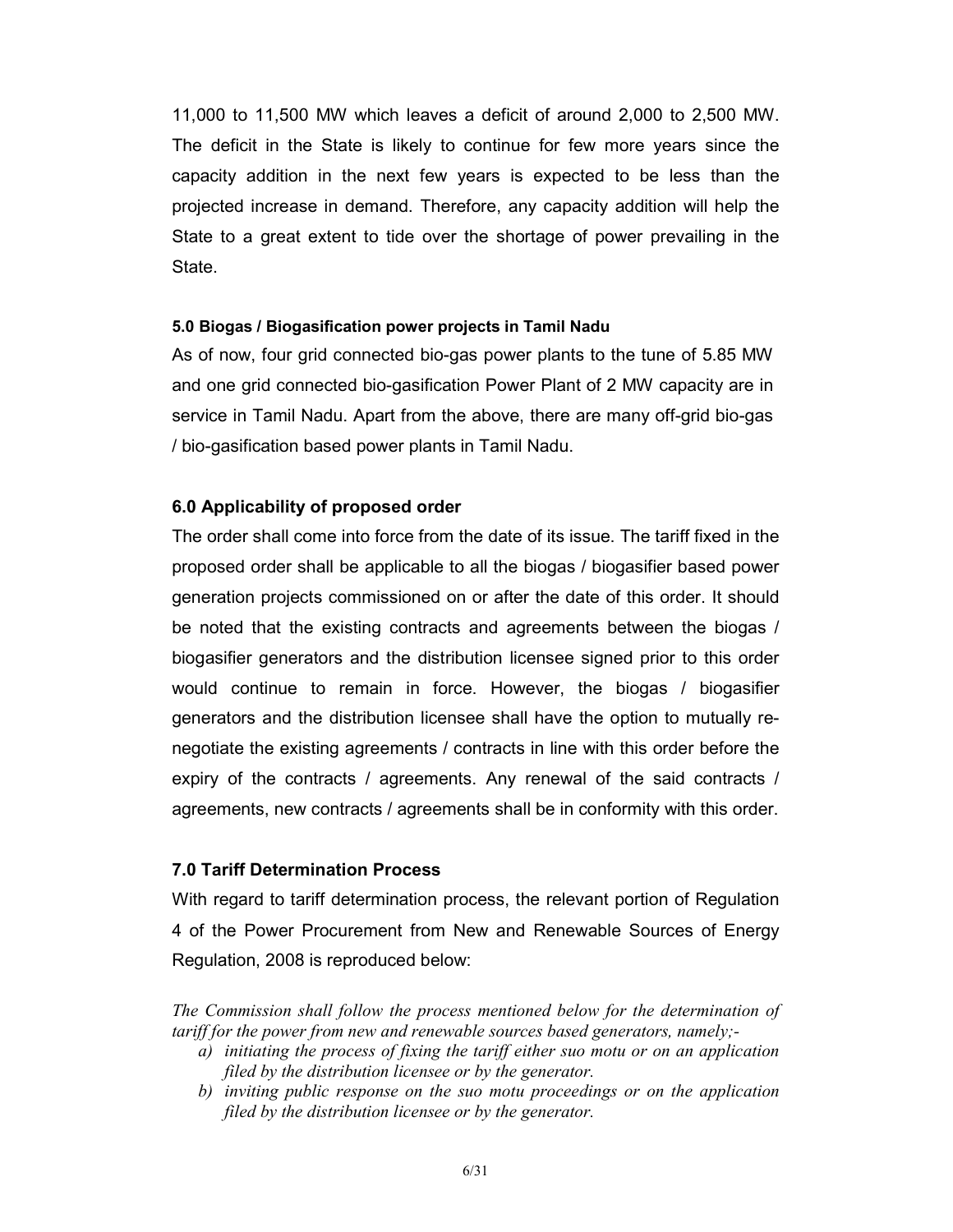11,000 to 11,500 MW which leaves a deficit of around 2,000 to 2,500 MW. The deficit in the State is likely to continue for few more years since the capacity addition in the next few years is expected to be less than the projected increase in demand. Therefore, any capacity addition will help the State to a great extent to tide over the shortage of power prevailing in the State.

**5.0 Biogas / Biogasification power projects in Tamil Nadu**

As of now, four grid connected bio-gas power plants to the tune of 5.85 MW and one grid connected bio-gasification Power Plant of 2 MW capacity are in service in Tamil Nadu. Apart from the above, there are many off-grid bio-gas / bio-gasification based power plants in Tamil Nadu.

**6.0 Applicability of proposed order**

The order shall come into force from the date of its issue. The tariff fixed in the proposed order shall be applicable to all the biogas / biogasifier based power generation projects commissioned on or after the date of this order. It should be noted that the existing contracts and agreements between the biogas / biogasifier generators and the distribution licensee signed prior to this order would continue to remain in force. However, the biogas / biogasifier generators and the distribution licensee shall have the option to mutually re-negotiate the existing agreements / contracts in line with this order before the expiry of the contracts / agreements. Any renewal of the said contracts / agreements, new contracts / agreements shall be in conformity with this order.

**7.0 Tariff Determination Process**

With regard to tariff determination process, the relevant portion of Regulation 4 of the Power Procurement from New and Renewable Sources of Energy Regulation, 2008 is reproduced below:

*The Commission shall follow the process mentioned below for the determination of tariff for the power from new and renewable sources based generators, namely;-*

a) *initiating the process of fixing the tariff either suo motu or on an application filed by the distribution licensee or by the generator.*
b) *inviting public response on the suo motu proceedings or on the application filed by the distribution licensee or by the generator.*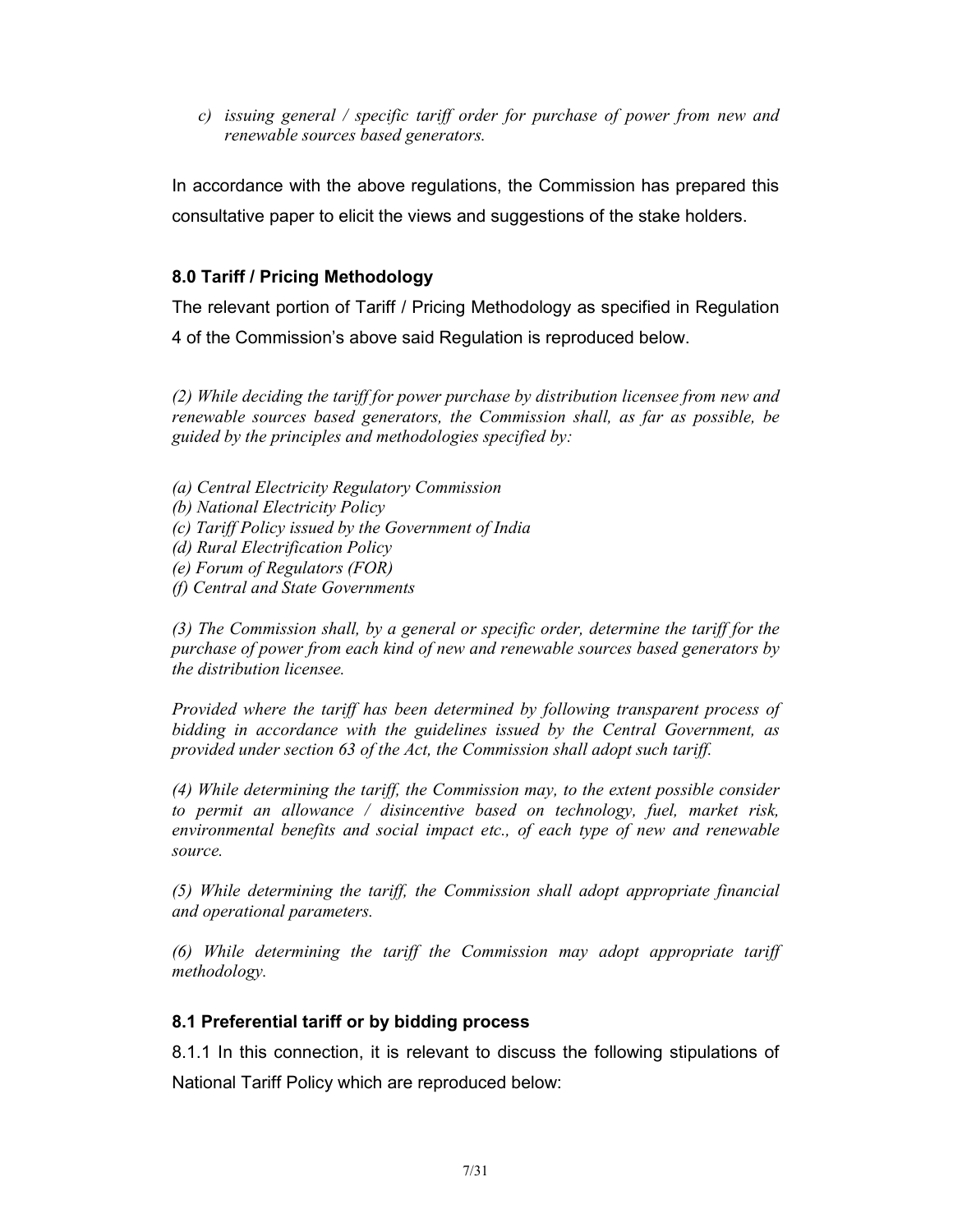*c) issuing general / specific tariff order for purchase of power from new and renewable sources based generators.*

In accordance with the above regulations, the Commission has prepared this consultative paper to elicit the views and suggestions of the stake holders.

### 8.0 Tariff / Pricing Methodology

The relevant portion of Tariff / Pricing Methodology as specified in Regulation 4 of the Commission's above said Regulation is reproduced below.

*(2) While deciding the tariff for power purchase by distribution licensee from new and renewable sources based generators, the Commission shall, as far as possible, be guided by the principles and methodologies specified by:*

*(a) Central Electricity Regulatory Commission*
*(b) National Electricity Policy*
*(c) Tariff Policy issued by the Government of India*
*(d) Rural Electrification Policy*
*(e) Forum of Regulators (FOR)*
*(f) Central and State Governments*

*(3) The Commission shall, by a general or specific order, determine the tariff for the purchase of power from each kind of new and renewable sources based generators by the distribution licensee.*

*Provided where the tariff has been determined by following transparent process of bidding in accordance with the guidelines issued by the Central Government, as provided under section 63 of the Act, the Commission shall adopt such tariff.*

*(4) While determining the tariff, the Commission may, to the extent possible consider to permit an allowance / disincentive based on technology, fuel, market risk, environmental benefits and social impact etc., of each type of new and renewable source.*

*(5) While determining the tariff, the Commission shall adopt appropriate financial and operational parameters.*

*(6) While determining the tariff the Commission may adopt appropriate tariff methodology.*

### 8.1 Preferential tariff or by bidding process

8.1.1 In this connection, it is relevant to discuss the following stipulations of National Tariff Policy which are reproduced below: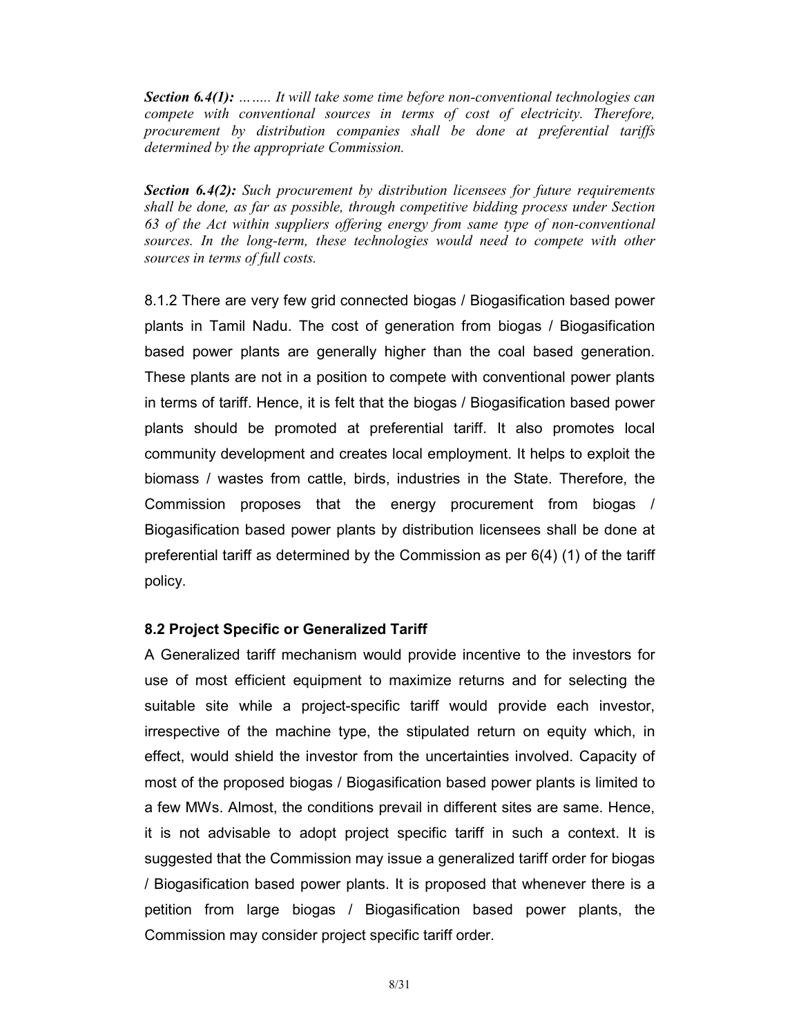***Section 6.4(1):*** *…….. It will take some time before non-conventional technologies can compete with conventional sources in terms of cost of electricity. Therefore, procurement by distribution companies shall be done at preferential tariffs determined by the appropriate Commission.*

***Section 6.4(2):*** *Such procurement by distribution licensees for future requirements shall be done, as far as possible, through competitive bidding process under Section 63 of the Act within suppliers offering energy from same type of non-conventional sources. In the long-term, these technologies would need to compete with other sources in terms of full costs.*

8.1.2 There are very few grid connected biogas / Biogasification based power plants in Tamil Nadu. The cost of generation from biogas / Biogasification based power plants are generally higher than the coal based generation. These plants are not in a position to compete with conventional power plants in terms of tariff. Hence, it is felt that the biogas / Biogasification based power plants should be promoted at preferential tariff. It also promotes local community development and creates local employment. It helps to exploit the biomass / wastes from cattle, birds, industries in the State. Therefore, the Commission proposes that the energy procurement from biogas / Biogasification based power plants by distribution licensees shall be done at preferential tariff as determined by the Commission as per 6(4) (1) of the tariff policy.

### 8.2 Project Specific or Generalized Tariff

A Generalized tariff mechanism would provide incentive to the investors for use of most efficient equipment to maximize returns and for selecting the suitable site while a project-specific tariff would provide each investor, irrespective of the machine type, the stipulated return on equity which, in effect, would shield the investor from the uncertainties involved. Capacity of most of the proposed biogas / Biogasification based power plants is limited to a few MWs. Almost, the conditions prevail in different sites are same. Hence, it is not advisable to adopt project specific tariff in such a context. It is suggested that the Commission may issue a generalized tariff order for biogas / Biogasification based power plants. It is proposed that whenever there is a petition from large biogas / Biogasification based power plants, the Commission may consider project specific tariff order.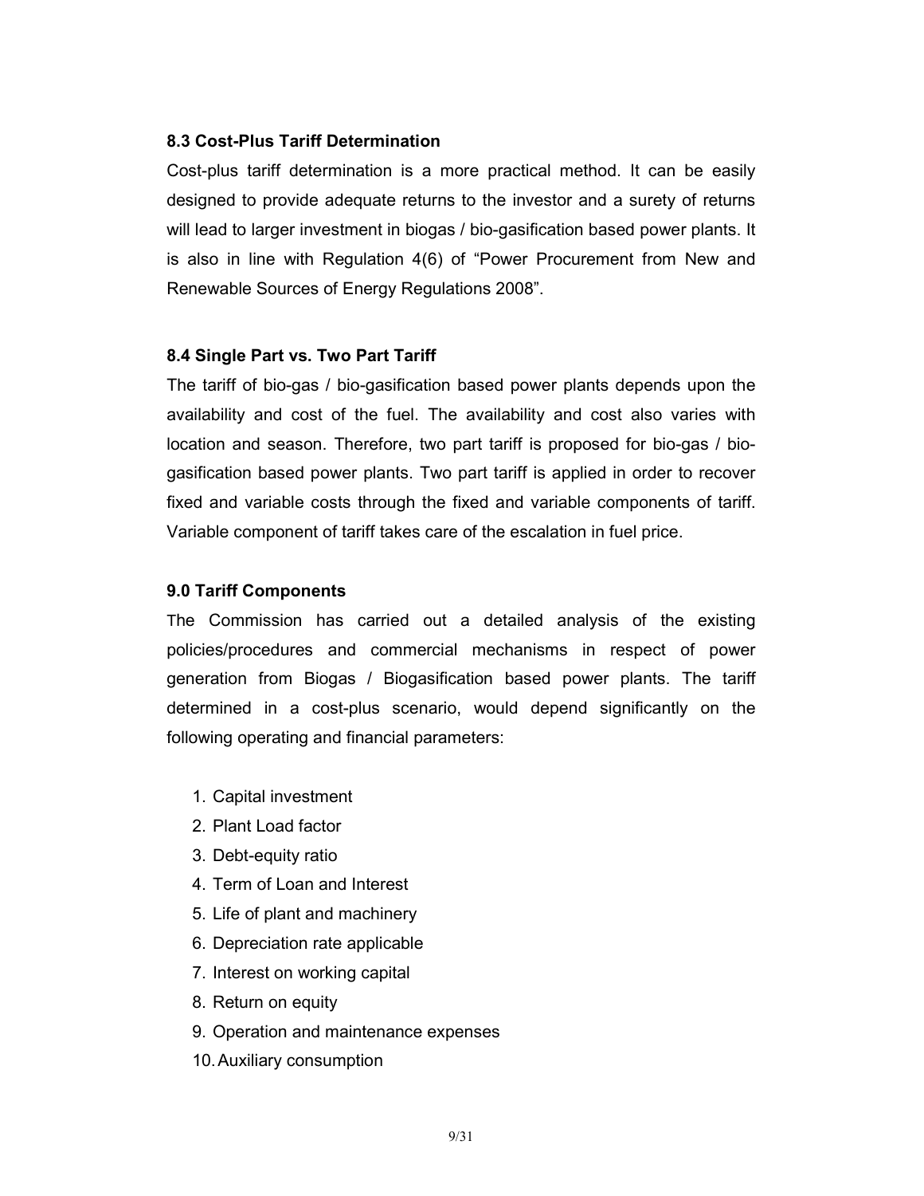### 8.3 Cost-Plus Tariff Determination

Cost-plus tariff determination is a more practical method. It can be easily designed to provide adequate returns to the investor and a surety of returns will lead to larger investment in biogas / bio-gasification based power plants. It is also in line with Regulation 4(6) of "Power Procurement from New and Renewable Sources of Energy Regulations 2008".

### 8.4 Single Part vs. Two Part Tariff

The tariff of bio-gas / bio-gasification based power plants depends upon the availability and cost of the fuel. The availability and cost also varies with location and season. Therefore, two part tariff is proposed for bio-gas / bio-gasification based power plants. Two part tariff is applied in order to recover fixed and variable costs through the fixed and variable components of tariff. Variable component of tariff takes care of the escalation in fuel price.

## 9.0 Tariff Components

The Commission has carried out a detailed analysis of the existing policies/procedures and commercial mechanisms in respect of power generation from Biogas / Biogasification based power plants. The tariff determined in a cost-plus scenario, would depend significantly on the following operating and financial parameters:

1. Capital investment
2. Plant Load factor
3. Debt-equity ratio
4. Term of Loan and Interest
5. Life of plant and machinery
6. Depreciation rate applicable
7. Interest on working capital
8. Return on equity
9. Operation and maintenance expenses
10. Auxiliary consumption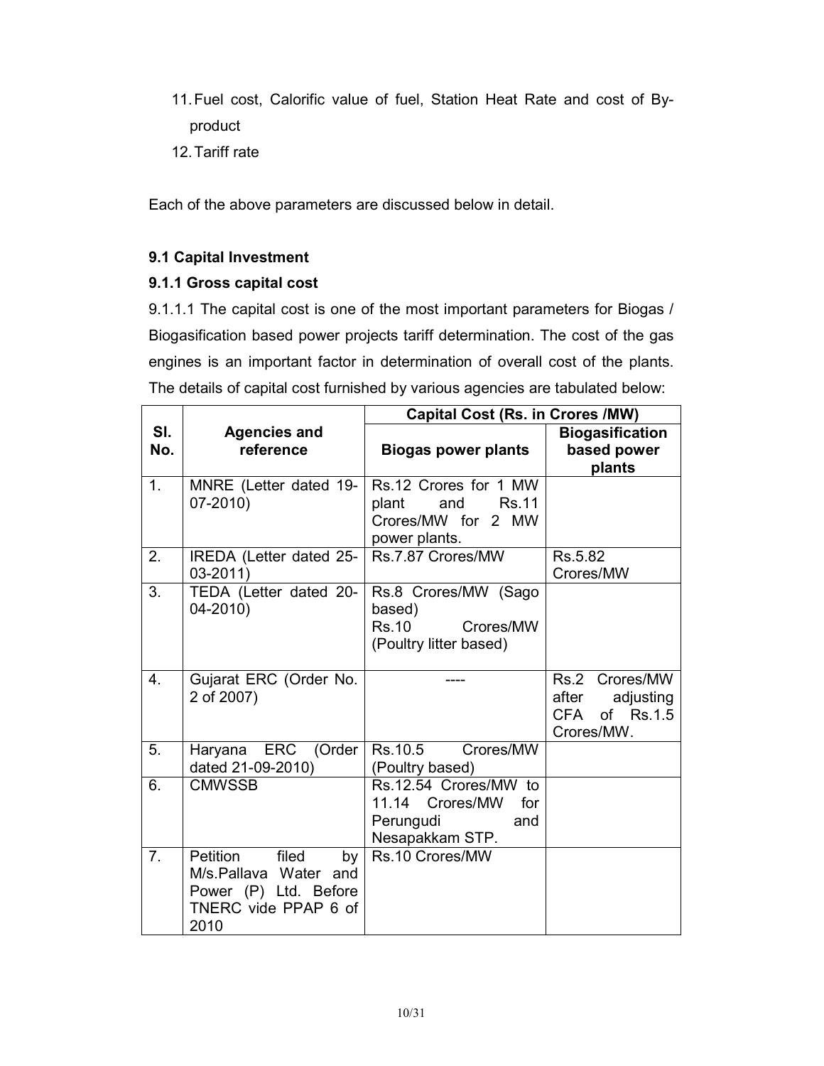11. Fuel cost, Calorific value of fuel, Station Heat Rate and cost of By-product
12. Tariff rate

Each of the above parameters are discussed below in detail.

### 9.1 Capital Investment

#### 9.1.1 Gross capital cost

9.1.1.1 The capital cost is one of the most important parameters for Biogas / Biogasification based power projects tariff determination. The cost of the gas engines is an important factor in determination of overall cost of the plants. The details of capital cost furnished by various agencies are tabulated below:

| Sl. No. | Agencies and reference | Capital Cost (Rs. in Crores /MW) | |
|---|---|---|---|
| | | **Biogas power plants** | **Biogasification based power plants** |
| 1. | MNRE (Letter dated 19-07-2010) | Rs.12 Crores for 1 MW plant and Rs.11 Crores/MW for 2 MW power plants. | |
| 2. | IREDA (Letter dated 25-03-2011) | Rs.7.87 Crores/MW | Rs.5.82 Crores/MW |
| 3. | TEDA (Letter dated 20-04-2010) | Rs.8 Crores/MW (Sago based) Rs.10 Crores/MW (Poultry litter based) | |
| 4. | Gujarat ERC (Order No. 2 of 2007) | ---- | Rs.2 Crores/MW after adjusting CFA of Rs.1.5 Crores/MW. |
| 5. | Haryana ERC (Order dated 21-09-2010) | Rs.10.5 Crores/MW (Poultry based) | |
| 6. | CMWSSB | Rs.12.54 Crores/MW to 11.14 Crores/MW for Perungudi and Nesapakkam STP. | |
| 7. | Petition filed by M/s.Pallava Water and Power (P) Ltd. Before TNERC vide PPAP 6 of 2010 | Rs.10 Crores/MW | |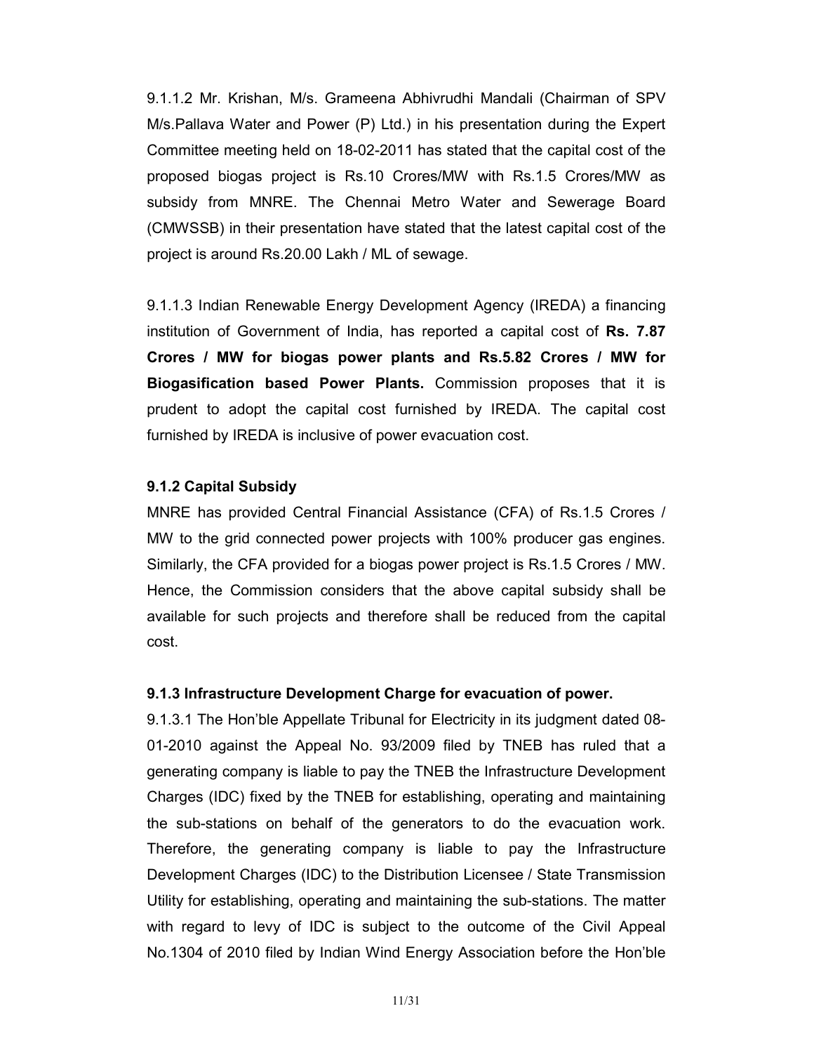9.1.1.2 Mr. Krishan, M/s. Grameena Abhivrudhi Mandali (Chairman of SPV M/s.Pallava Water and Power (P) Ltd.) in his presentation during the Expert Committee meeting held on 18-02-2011 has stated that the capital cost of the proposed biogas project is Rs.10 Crores/MW with Rs.1.5 Crores/MW as subsidy from MNRE. The Chennai Metro Water and Sewerage Board (CMWSSB) in their presentation have stated that the latest capital cost of the project is around Rs.20.00 Lakh / ML of sewage.

9.1.1.3 Indian Renewable Energy Development Agency (IREDA) a financing institution of Government of India, has reported a capital cost of **Rs. 7.87 Crores / MW for biogas power plants and Rs.5.82 Crores / MW for Biogasification based Power Plants.** Commission proposes that it is prudent to adopt the capital cost furnished by IREDA. The capital cost furnished by IREDA is inclusive of power evacuation cost.

### 9.1.2 Capital Subsidy

MNRE has provided Central Financial Assistance (CFA) of Rs.1.5 Crores / MW to the grid connected power projects with 100% producer gas engines. Similarly, the CFA provided for a biogas power project is Rs.1.5 Crores / MW. Hence, the Commission considers that the above capital subsidy shall be available for such projects and therefore shall be reduced from the capital cost.

### 9.1.3 Infrastructure Development Charge for evacuation of power.

9.1.3.1 The Hon'ble Appellate Tribunal for Electricity in its judgment dated 08-01-2010 against the Appeal No. 93/2009 filed by TNEB has ruled that a generating company is liable to pay the TNEB the Infrastructure Development Charges (IDC) fixed by the TNEB for establishing, operating and maintaining the sub-stations on behalf of the generators to do the evacuation work. Therefore, the generating company is liable to pay the Infrastructure Development Charges (IDC) to the Distribution Licensee / State Transmission Utility for establishing, operating and maintaining the sub-stations. The matter with regard to levy of IDC is subject to the outcome of the Civil Appeal No.1304 of 2010 filed by Indian Wind Energy Association before the Hon'ble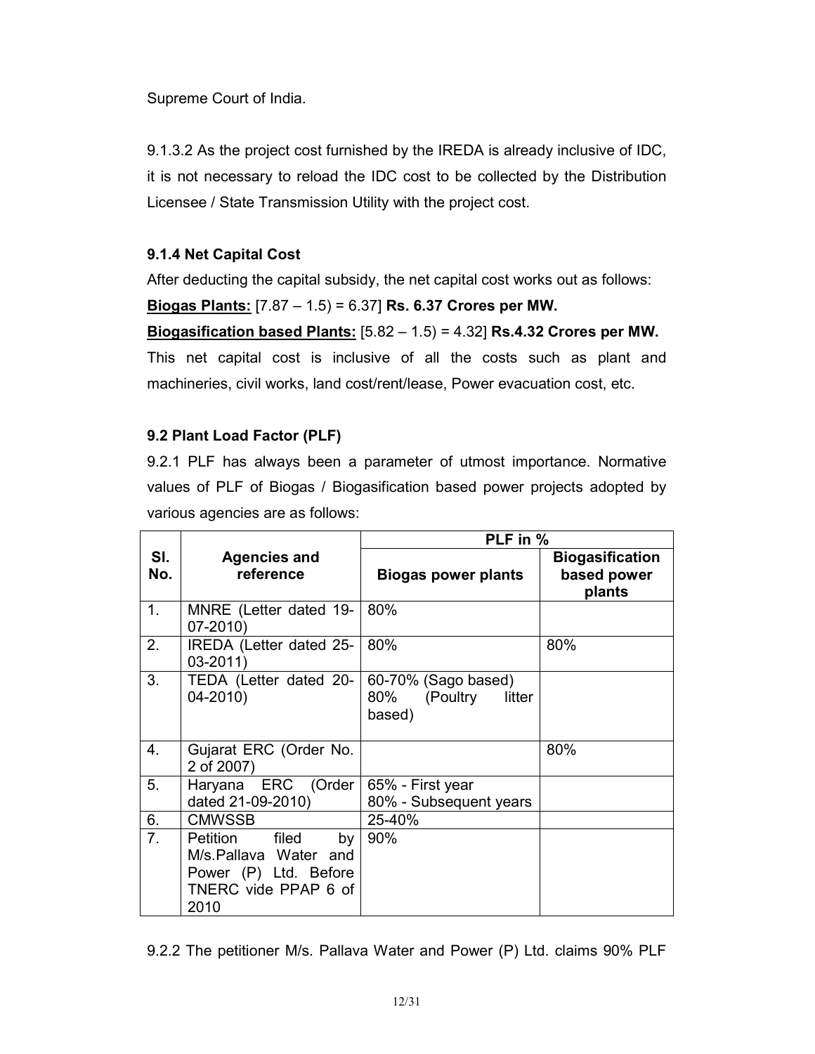Supreme Court of India.

9.1.3.2 As the project cost furnished by the IREDA is already inclusive of IDC, it is not necessary to reload the IDC cost to be collected by the Distribution Licensee / State Transmission Utility with the project cost.

**9.1.4 Net Capital Cost**

After deducting the capital subsidy, the net capital cost works out as follows:

**Biogas Plants:** [7.87 – 1.5) = 6.37] **Rs. 6.37 Crores per MW.**

**Biogasification based Plants:** [5.82 – 1.5) = 4.32] **Rs.4.32 Crores per MW.**

This net capital cost is inclusive of all the costs such as plant and machineries, civil works, land cost/rent/lease, Power evacuation cost, etc.

**9.2 Plant Load Factor (PLF)**

9.2.1 PLF has always been a parameter of utmost importance. Normative values of PLF of Biogas / Biogasification based power projects adopted by various agencies are as follows:

| Sl. No. | Agencies and reference | PLF in % | |
|---|---|---|---|
| | | **Biogas power plants** | **Biogasification based power plants** |
| 1. | MNRE (Letter dated 19-07-2010) | 80% | |
| 2. | IREDA (Letter dated 25-03-2011) | 80% | 80% |
| 3. | TEDA (Letter dated 20-04-2010) | 60-70% (Sago based)<br>80% (Poultry litter based) | |
| 4. | Gujarat ERC (Order No. 2 of 2007) | | 80% |
| 5. | Haryana ERC (Order dated 21-09-2010) | 65% - First year<br>80% - Subsequent years | |
| 6. | CMWSSB | 25-40% | |
| 7. | Petition filed by M/s.Pallava Water and Power (P) Ltd. Before TNERC vide PPAP 6 of 2010 | 90% | |

9.2.2 The petitioner M/s. Pallava Water and Power (P) Ltd. claims 90% PLF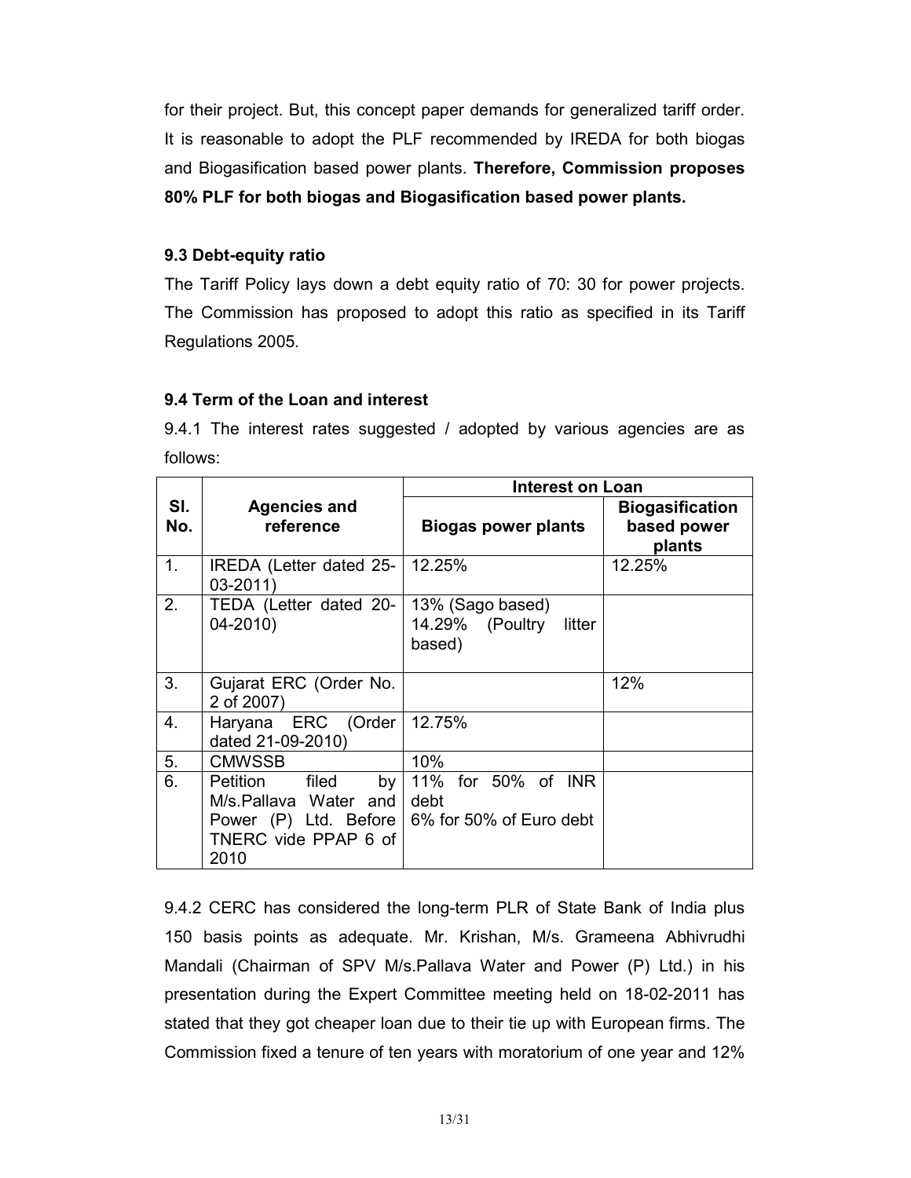for their project. But, this concept paper demands for generalized tariff order. It is reasonable to adopt the PLF recommended by IREDA for both biogas and Biogasification based power plants. **Therefore, Commission proposes 80% PLF for both biogas and Biogasification based power plants.**

### 9.3 Debt-equity ratio

The Tariff Policy lays down a debt equity ratio of 70: 30 for power projects. The Commission has proposed to adopt this ratio as specified in its Tariff Regulations 2005.

### 9.4 Term of the Loan and interest

9.4.1 The interest rates suggested / adopted by various agencies are as follows:

| Sl. No. | Agencies and reference | Interest on Loan | |
|---|---|---|---|
| | | **Biogas power plants** | **Biogasification based power plants** |
| 1. | IREDA (Letter dated 25-03-2011) | 12.25% | 12.25% |
| 2. | TEDA (Letter dated 20-04-2010) | 13% (Sago based)<br>14.29% (Poultry litter based) | |
| 3. | Gujarat ERC (Order No. 2 of 2007) | | 12% |
| 4. | Haryana ERC (Order dated 21-09-2010) | 12.75% | |
| 5. | CMWSSB | 10% | |
| 6. | Petition filed by M/s.Pallava Water and Power (P) Ltd. Before TNERC vide PPAP 6 of 2010 | 11% for 50% of INR debt<br>6% for 50% of Euro debt | |

9.4.2 CERC has considered the long-term PLR of State Bank of India plus 150 basis points as adequate. Mr. Krishan, M/s. Grameena Abhivrudhi Mandali (Chairman of SPV M/s.Pallava Water and Power (P) Ltd.) in his presentation during the Expert Committee meeting held on 18-02-2011 has stated that they got cheaper loan due to their tie up with European firms. The Commission fixed a tenure of ten years with moratorium of one year and 12%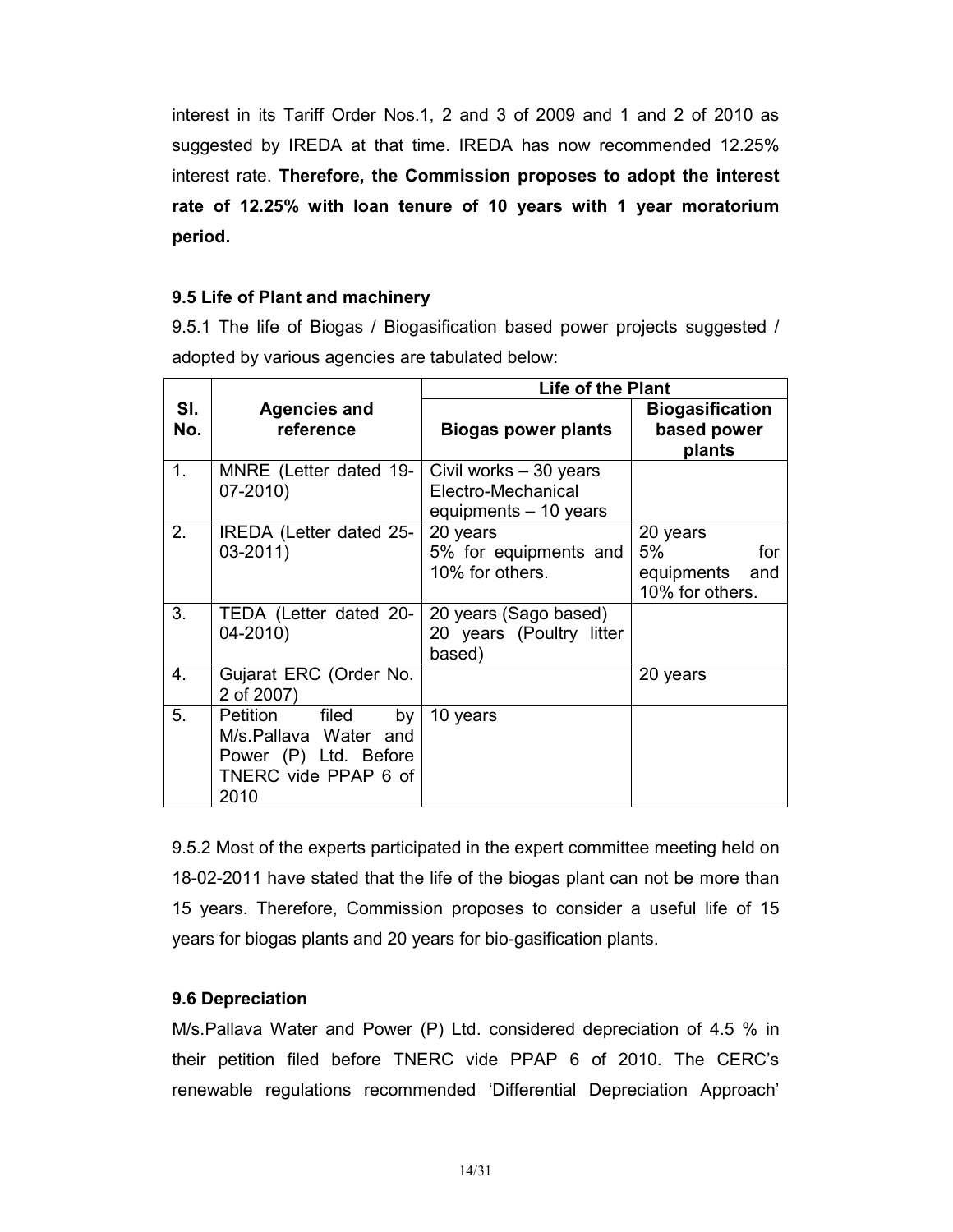interest in its Tariff Order Nos.1, 2 and 3 of 2009 and 1 and 2 of 2010 as suggested by IREDA at that time. IREDA has now recommended 12.25% interest rate. **Therefore, the Commission proposes to adopt the interest rate of 12.25% with loan tenure of 10 years with 1 year moratorium period.**

### 9.5 Life of Plant and machinery

9.5.1 The life of Biogas / Biogasification based power projects suggested / adopted by various agencies are tabulated below:

| Sl. No. | Agencies and reference | Life of the Plant | |
|---|---|---|---|
| | | **Biogas power plants** | **Biogasification based power plants** |
| 1. | MNRE (Letter dated 19-07-2010) | Civil works – 30 years<br>Electro-Mechanical equipments – 10 years | |
| 2. | IREDA (Letter dated 25-03-2011) | 20 years<br>5% for equipments and 10% for others. | 20 years<br>5% for equipments and 10% for others. |
| 3. | TEDA (Letter dated 20-04-2010) | 20 years (Sago based)<br>20 years (Poultry litter based) | |
| 4. | Gujarat ERC (Order No. 2 of 2007) | | 20 years |
| 5. | Petition filed by M/s.Pallava Water and Power (P) Ltd. Before TNERC vide PPAP 6 of 2010 | 10 years | |

9.5.2 Most of the experts participated in the expert committee meeting held on 18-02-2011 have stated that the life of the biogas plant can not be more than 15 years. Therefore, Commission proposes to consider a useful life of 15 years for biogas plants and 20 years for bio-gasification plants.

### 9.6 Depreciation

M/s.Pallava Water and Power (P) Ltd. considered depreciation of 4.5 % in their petition filed before TNERC vide PPAP 6 of 2010. The CERC's renewable regulations recommended 'Differential Depreciation Approach'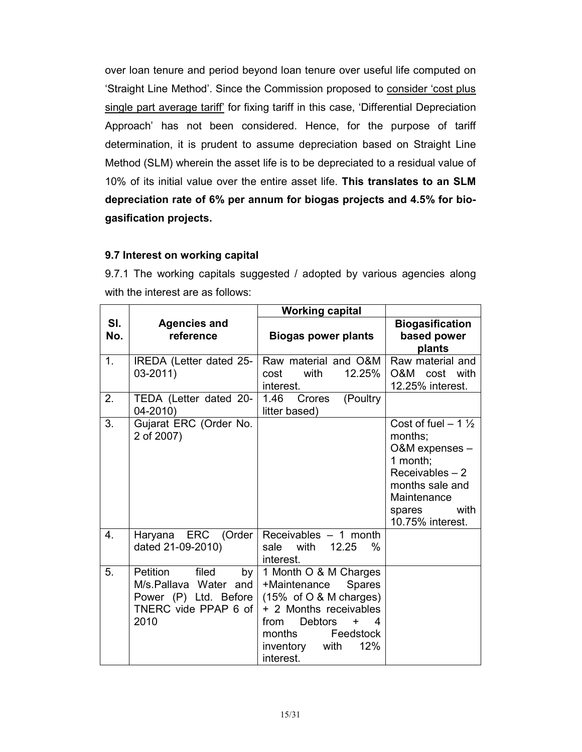over loan tenure and period beyond loan tenure over useful life computed on 'Straight Line Method'. Since the Commission proposed to consider 'cost plus single part average tariff' for fixing tariff in this case, 'Differential Depreciation Approach' has not been considered. Hence, for the purpose of tariff determination, it is prudent to assume depreciation based on Straight Line Method (SLM) wherein the asset life is to be depreciated to a residual value of 10% of its initial value over the entire asset life. **This translates to an SLM depreciation rate of 6% per annum for biogas projects and 4.5% for bio-gasification projects.**

### 9.7 Interest on working capital

9.7.1 The working capitals suggested / adopted by various agencies along with the interest are as follows:

| Sl. No. | Agencies and reference | Working capital | |
|---|---|---|---|
| | | **Biogas power plants** | **Biogasification based power plants** |
| 1. | IREDA (Letter dated 25-03-2011) | Raw material and O&M cost with 12.25% interest. | Raw material and O&M cost with 12.25% interest. |
| 2. | TEDA (Letter dated 20-04-2010) | 1.46 Crores (Poultry litter based) | |
| 3. | Gujarat ERC (Order No. 2 of 2007) | | Cost of fuel – 1 ½ months; O&M expenses – 1 month; Receivables – 2 months sale and Maintenance spares with 10.75% interest. |
| 4. | Haryana ERC (Order dated 21-09-2010) | Receivables – 1 month sale with 12.25 % interest. | |
| 5. | Petition filed by M/s.Pallava Water and Power (P) Ltd. Before TNERC vide PPAP 6 of 2010 | 1 Month O & M Charges +Maintenance Spares (15% of O & M charges) + 2 Months receivables from Debtors + 4 months Feedstock inventory with 12% interest. | |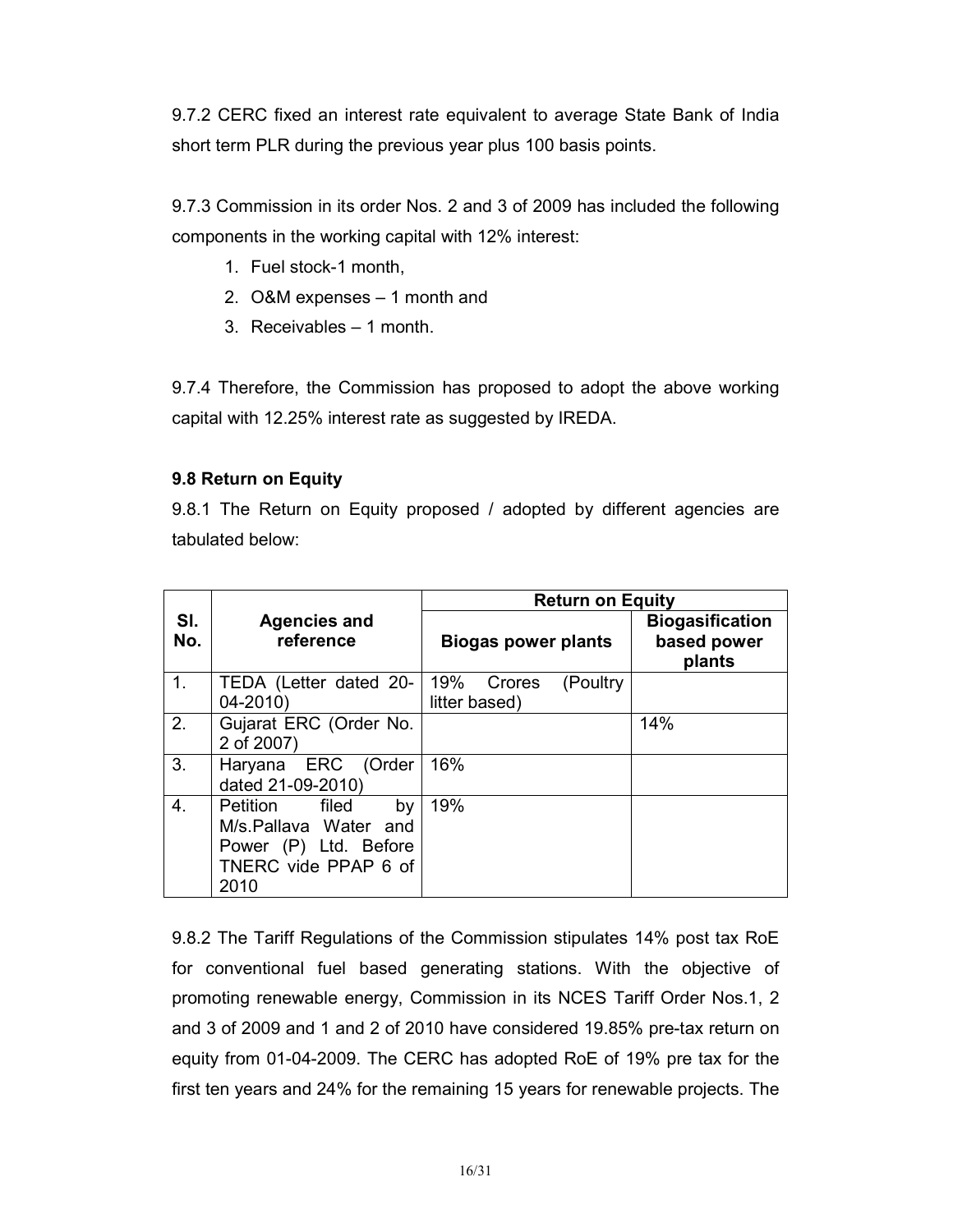9.7.2 CERC fixed an interest rate equivalent to average State Bank of India short term PLR during the previous year plus 100 basis points.

9.7.3 Commission in its order Nos. 2 and 3 of 2009 has included the following components in the working capital with 12% interest:

1. Fuel stock-1 month,
2. O&M expenses – 1 month and
3. Receivables – 1 month.

9.7.4 Therefore, the Commission has proposed to adopt the above working capital with 12.25% interest rate as suggested by IREDA.

**9.8 Return on Equity**

9.8.1 The Return on Equity proposed / adopted by different agencies are tabulated below:

| Sl. No. | Agencies and reference | Return on Equity | |
|---|---|---|---|
| | | Biogas power plants | Biogasification based power plants |
| 1. | TEDA (Letter dated 20-04-2010) | 19% Crores (Poultry litter based) | |
| 2. | Gujarat ERC (Order No. 2 of 2007) | | 14% |
| 3. | Haryana ERC (Order dated 21-09-2010) | 16% | |
| 4. | Petition filed by M/s.Pallava Water and Power (P) Ltd. Before TNERC vide PPAP 6 of 2010 | 19% | |

9.8.2 The Tariff Regulations of the Commission stipulates 14% post tax RoE for conventional fuel based generating stations. With the objective of promoting renewable energy, Commission in its NCES Tariff Order Nos.1, 2 and 3 of 2009 and 1 and 2 of 2010 have considered 19.85% pre-tax return on equity from 01-04-2009. The CERC has adopted RoE of 19% pre tax for the first ten years and 24% for the remaining 15 years for renewable projects. The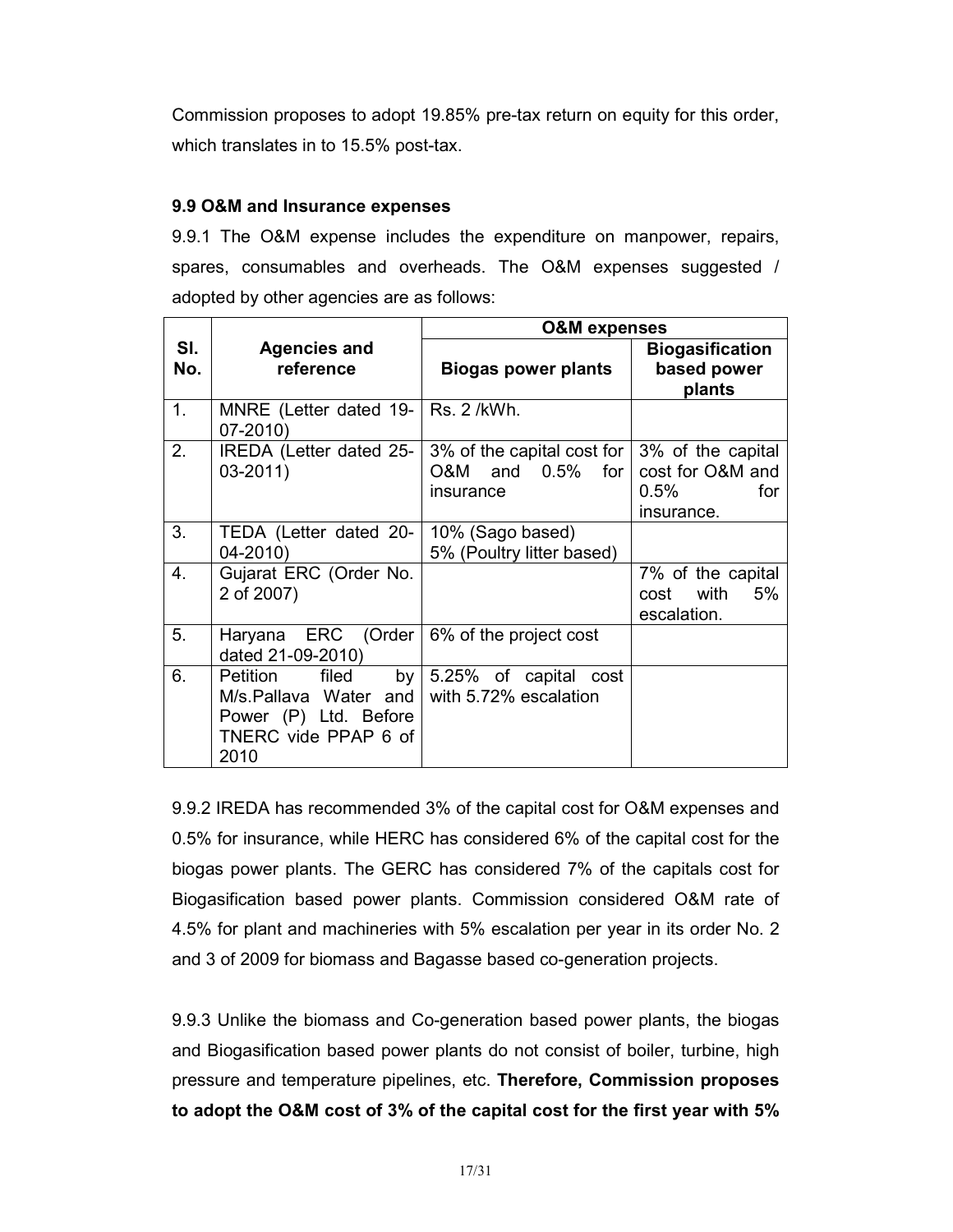Commission proposes to adopt 19.85% pre-tax return on equity for this order, which translates in to 15.5% post-tax.

### 9.9 O&M and Insurance expenses

9.9.1 The O&M expense includes the expenditure on manpower, repairs, spares, consumables and overheads. The O&M expenses suggested / adopted by other agencies are as follows:

| Sl. No. | Agencies and reference | O&M expenses | |
|---|---|---|---|
| | | Biogas power plants | Biogasification based power plants |
| 1. | MNRE (Letter dated 19-07-2010) | Rs. 2 /kWh. | |
| 2. | IREDA (Letter dated 25-03-2011) | 3% of the capital cost for O&M and 0.5% for insurance | 3% of the capital cost for O&M and 0.5% for insurance. |
| 3. | TEDA (Letter dated 20-04-2010) | 10% (Sago based)<br>5% (Poultry litter based) | |
| 4. | Gujarat ERC (Order No. 2 of 2007) | | 7% of the capital cost with 5% escalation. |
| 5. | Haryana ERC (Order dated 21-09-2010) | 6% of the project cost | |
| 6. | Petition filed by M/s.Pallava Water and Power (P) Ltd. Before TNERC vide PPAP 6 of 2010 | 5.25% of capital cost with 5.72% escalation | |

9.9.2 IREDA has recommended 3% of the capital cost for O&M expenses and 0.5% for insurance, while HERC has considered 6% of the capital cost for the biogas power plants. The GERC has considered 7% of the capitals cost for Biogasification based power plants. Commission considered O&M rate of 4.5% for plant and machineries with 5% escalation per year in its order No. 2 and 3 of 2009 for biomass and Bagasse based co-generation projects.

9.9.3 Unlike the biomass and Co-generation based power plants, the biogas and Biogasification based power plants do not consist of boiler, turbine, high pressure and temperature pipelines, etc. **Therefore, Commission proposes to adopt the O&M cost of 3% of the capital cost for the first year with 5%**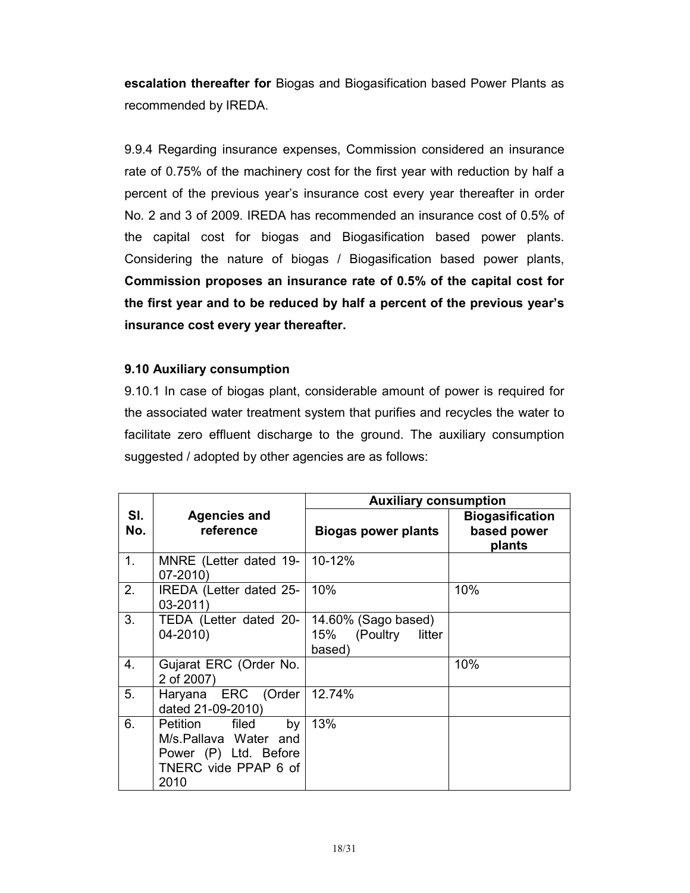**escalation thereafter for** Biogas and Biogasification based Power Plants as recommended by IREDA.

9.9.4 Regarding insurance expenses, Commission considered an insurance rate of 0.75% of the machinery cost for the first year with reduction by half a percent of the previous year's insurance cost every year thereafter in order No. 2 and 3 of 2009. IREDA has recommended an insurance cost of 0.5% of the capital cost for biogas and Biogasification based power plants. Considering the nature of biogas / Biogasification based power plants, **Commission proposes an insurance rate of 0.5% of the capital cost for the first year and to be reduced by half a percent of the previous year's insurance cost every year thereafter.**

### 9.10 Auxiliary consumption

9.10.1 In case of biogas plant, considerable amount of power is required for the associated water treatment system that purifies and recycles the water to facilitate zero effluent discharge to the ground. The auxiliary consumption suggested / adopted by other agencies are as follows:

| Sl. No. | Agencies and reference | Auxiliary consumption | |
|---|---|---|---|
| | | **Biogas power plants** | **Biogasification based power plants** |
| 1. | MNRE (Letter dated 19-07-2010) | 10-12% | |
| 2. | IREDA (Letter dated 25-03-2011) | 10% | 10% |
| 3. | TEDA (Letter dated 20-04-2010) | 14.60% (Sago based) 15% (Poultry litter based) | |
| 4. | Gujarat ERC (Order No. 2 of 2007) | | 10% |
| 5. | Haryana ERC (Order dated 21-09-2010) | 12.74% | |
| 6. | Petition filed by M/s.Pallava Water and Power (P) Ltd. Before TNERC vide PPAP 6 of 2010 | 13% | |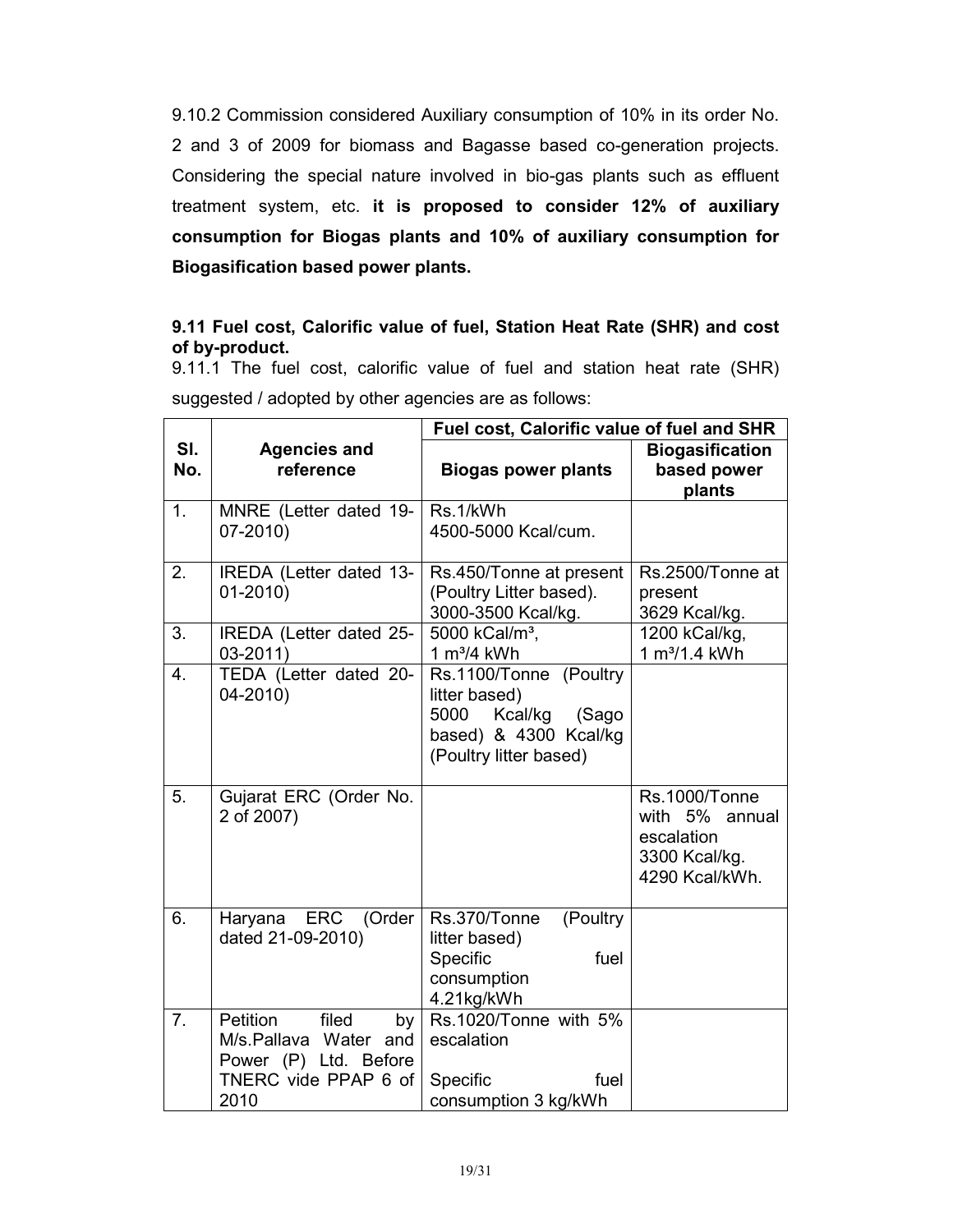9.10.2 Commission considered Auxiliary consumption of 10% in its order No. 2 and 3 of 2009 for biomass and Bagasse based co-generation projects. Considering the special nature involved in bio-gas plants such as effluent treatment system, etc. **it is proposed to consider 12% of auxiliary consumption for Biogas plants and 10% of auxiliary consumption for Biogasification based power plants.**

**9.11 Fuel cost, Calorific value of fuel, Station Heat Rate (SHR) and cost of by-product.**

9.11.1 The fuel cost, calorific value of fuel and station heat rate (SHR) suggested / adopted by other agencies are as follows:

| Sl. No. | Agencies and reference | Fuel cost, Calorific value of fuel and SHR | |
|---|---|---|---|
| | | **Biogas power plants** | **Biogasification based power plants** |
| 1. | MNRE (Letter dated 19-07-2010) | Rs.1/kWh<br>4500-5000 Kcal/cum. | |
| 2. | IREDA (Letter dated 13-01-2010) | Rs.450/Tonne at present (Poultry Litter based).<br>3000-3500 Kcal/kg. | Rs.2500/Tonne at present<br>3629 Kcal/kg. |
| 3. | IREDA (Letter dated 25-03-2011) | 5000 kCal/m³,<br>1 m³/4 kWh | 1200 kCal/kg,<br>1 m³/1.4 kWh |
| 4. | TEDA (Letter dated 20-04-2010) | Rs.1100/Tonne (Poultry litter based)<br>5000 Kcal/kg (Sago based) & 4300 Kcal/kg (Poultry litter based) | |
| 5. | Gujarat ERC (Order No. 2 of 2007) | | Rs.1000/Tonne with 5% annual escalation<br>3300 Kcal/kg.<br>4290 Kcal/kWh. |
| 6. | Haryana ERC (Order dated 21-09-2010) | Rs.370/Tonne (Poultry litter based)<br>Specific fuel consumption 4.21kg/kWh | |
| 7. | Petition filed by M/s.Pallava Water and Power (P) Ltd. Before TNERC vide PPAP 6 of 2010 | Rs.1020/Tonne with 5% escalation<br><br>Specific fuel consumption 3 kg/kWh | |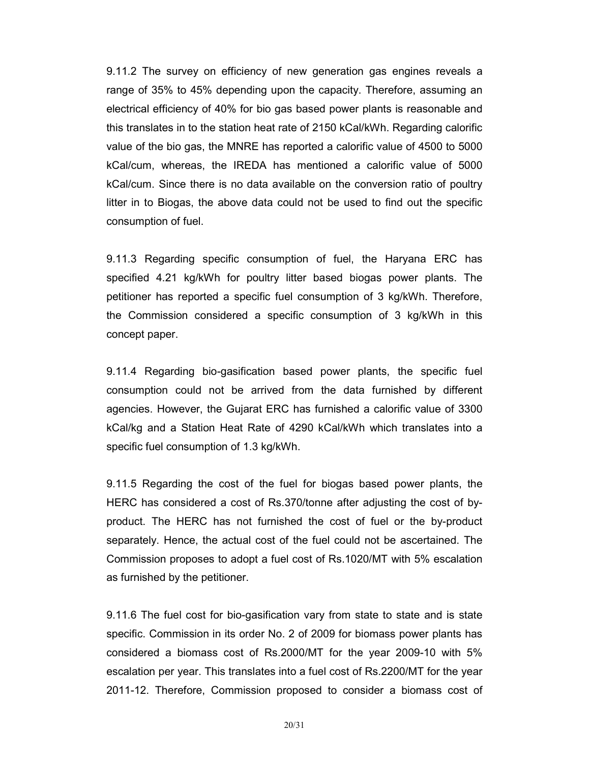9.11.2 The survey on efficiency of new generation gas engines reveals a range of 35% to 45% depending upon the capacity. Therefore, assuming an electrical efficiency of 40% for bio gas based power plants is reasonable and this translates in to the station heat rate of 2150 kCal/kWh. Regarding calorific value of the bio gas, the MNRE has reported a calorific value of 4500 to 5000 kCal/cum, whereas, the IREDA has mentioned a calorific value of 5000 kCal/cum. Since there is no data available on the conversion ratio of poultry litter in to Biogas, the above data could not be used to find out the specific consumption of fuel.

9.11.3 Regarding specific consumption of fuel, the Haryana ERC has specified 4.21 kg/kWh for poultry litter based biogas power plants. The petitioner has reported a specific fuel consumption of 3 kg/kWh. Therefore, the Commission considered a specific consumption of 3 kg/kWh in this concept paper.

9.11.4 Regarding bio-gasification based power plants, the specific fuel consumption could not be arrived from the data furnished by different agencies. However, the Gujarat ERC has furnished a calorific value of 3300 kCal/kg and a Station Heat Rate of 4290 kCal/kWh which translates into a specific fuel consumption of 1.3 kg/kWh.

9.11.5 Regarding the cost of the fuel for biogas based power plants, the HERC has considered a cost of Rs.370/tonne after adjusting the cost of by-product. The HERC has not furnished the cost of fuel or the by-product separately. Hence, the actual cost of the fuel could not be ascertained. The Commission proposes to adopt a fuel cost of Rs.1020/MT with 5% escalation as furnished by the petitioner.

9.11.6 The fuel cost for bio-gasification vary from state to state and is state specific. Commission in its order No. 2 of 2009 for biomass power plants has considered a biomass cost of Rs.2000/MT for the year 2009-10 with 5% escalation per year. This translates into a fuel cost of Rs.2200/MT for the year 2011-12. Therefore, Commission proposed to consider a biomass cost of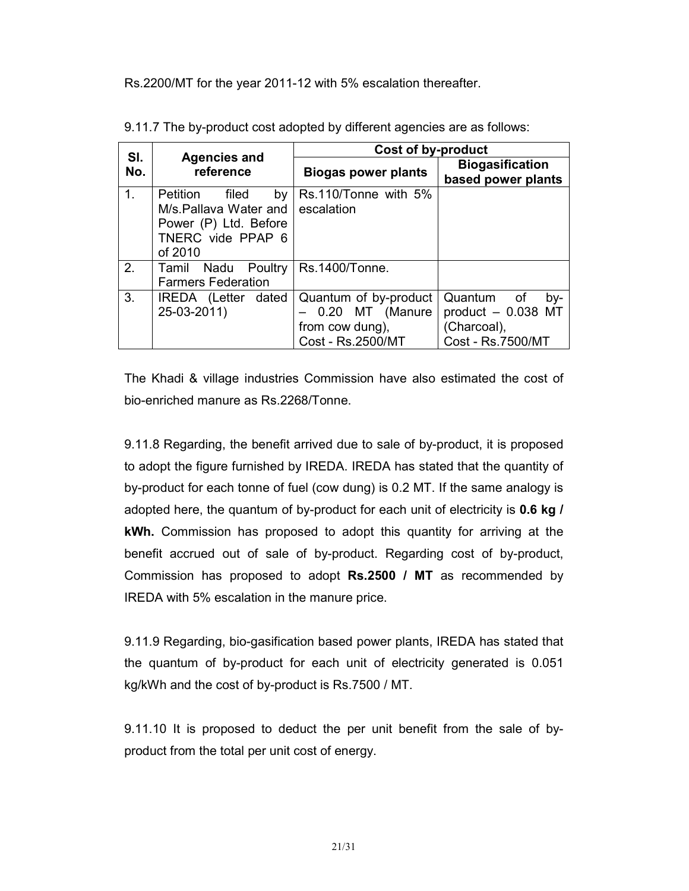Rs.2200/MT for the year 2011-12 with 5% escalation thereafter.

9.11.7 The by-product cost adopted by different agencies are as follows:

| Sl. No. | Agencies and reference | Cost of by-product | |
|---|---|---|---|
| | | **Biogas power plants** | **Biogasification based power plants** |
| 1. | Petition filed by M/s.Pallava Water and Power (P) Ltd. Before TNERC vide PPAP 6 of 2010 | Rs.110/Tonne with 5% escalation | |
| 2. | Tamil Nadu Poultry Farmers Federation | Rs.1400/Tonne. | |
| 3. | IREDA (Letter dated 25-03-2011) | Quantum of by-product – 0.20 MT (Manure from cow dung), Cost - Rs.2500/MT | Quantum of by-product – 0.038 MT (Charcoal), Cost - Rs.7500/MT |

The Khadi & village industries Commission have also estimated the cost of bio-enriched manure as Rs.2268/Tonne.

9.11.8 Regarding, the benefit arrived due to sale of by-product, it is proposed to adopt the figure furnished by IREDA. IREDA has stated that the quantity of by-product for each tonne of fuel (cow dung) is 0.2 MT. If the same analogy is adopted here, the quantum of by-product for each unit of electricity is **0.6 kg / kWh.** Commission has proposed to adopt this quantity for arriving at the benefit accrued out of sale of by-product. Regarding cost of by-product, Commission has proposed to adopt **Rs.2500 / MT** as recommended by IREDA with 5% escalation in the manure price.

9.11.9 Regarding, bio-gasification based power plants, IREDA has stated that the quantum of by-product for each unit of electricity generated is 0.051 kg/kWh and the cost of by-product is Rs.7500 / MT.

9.11.10 It is proposed to deduct the per unit benefit from the sale of by-product from the total per unit cost of energy.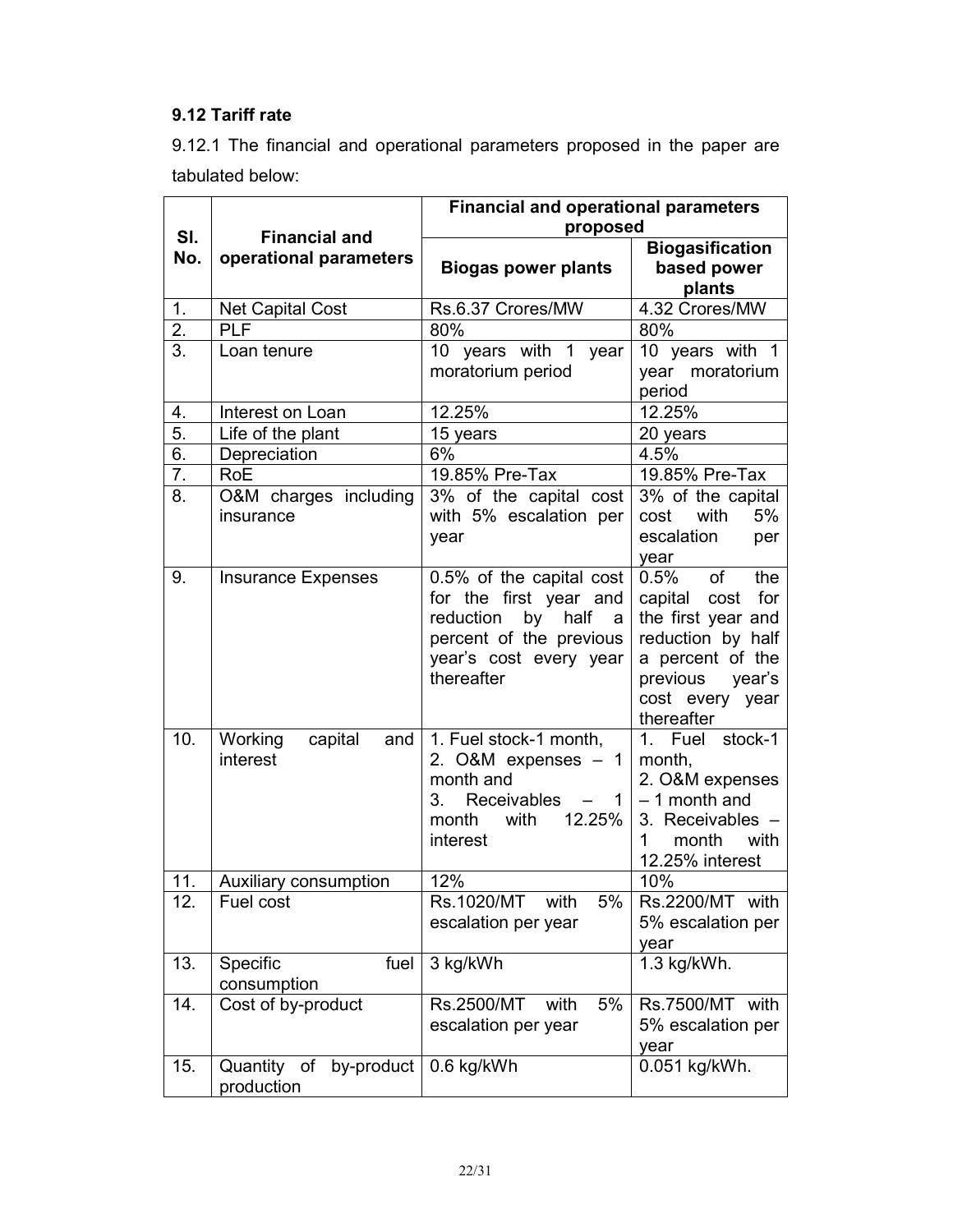### 9.12 Tariff rate

9.12.1 The financial and operational parameters proposed in the paper are tabulated below:

| Sl. No. | Financial and operational parameters | Financial and operational parameters proposed | |
|---|---|---|---|
| | | Biogas power plants | Biogasification based power plants |
| 1. | Net Capital Cost | Rs.6.37 Crores/MW | 4.32 Crores/MW |
| 2. | PLF | 80% | 80% |
| 3. | Loan tenure | 10 years with 1 year moratorium period | 10 years with 1 year moratorium period |
| 4. | Interest on Loan | 12.25% | 12.25% |
| 5. | Life of the plant | 15 years | 20 years |
| 6. | Depreciation | 6% | 4.5% |
| 7. | RoE | 19.85% Pre-Tax | 19.85% Pre-Tax |
| 8. | O&M charges including insurance | 3% of the capital cost with 5% escalation per year | 3% of the capital cost with 5% escalation per year |
| 9. | Insurance Expenses | 0.5% of the capital cost for the first year and reduction by half a percent of the previous year's cost every year thereafter | 0.5% of the capital cost for the first year and reduction by half a percent of the previous year's cost every year thereafter |
| 10. | Working capital and interest | 1. Fuel stock-1 month, 2. O&M expenses – 1 month and 3. Receivables – 1 month with 12.25% interest | 1. Fuel stock-1 month, 2. O&M expenses – 1 month and 3. Receivables – 1 month with 12.25% interest |
| 11. | Auxiliary consumption | 12% | 10% |
| 12. | Fuel cost | Rs.1020/MT with 5% escalation per year | Rs.2200/MT with 5% escalation per year |
| 13. | Specific fuel consumption | 3 kg/kWh | 1.3 kg/kWh. |
| 14. | Cost of by-product | Rs.2500/MT with 5% escalation per year | Rs.7500/MT with 5% escalation per year |
| 15. | Quantity of by-product production | 0.6 kg/kWh | 0.051 kg/kWh. |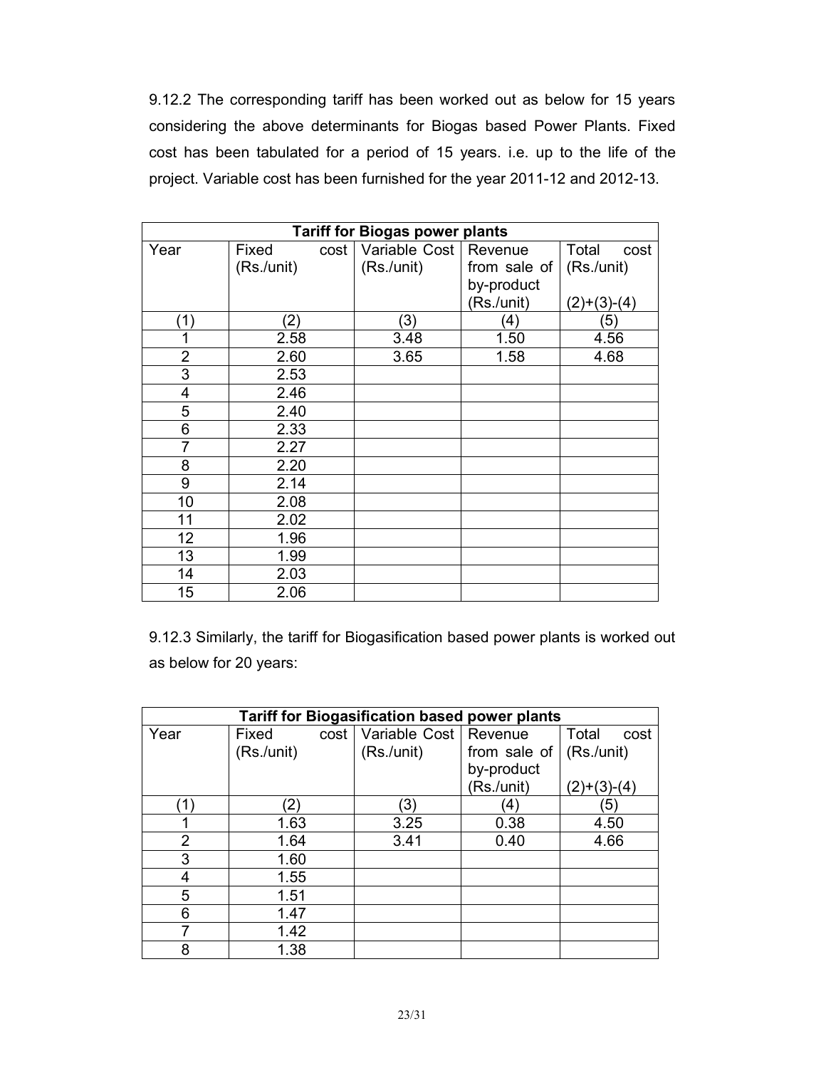9.12.2 The corresponding tariff has been worked out as below for 15 years considering the above determinants for Biogas based Power Plants. Fixed cost has been tabulated for a period of 15 years. i.e. up to the life of the project. Variable cost has been furnished for the year 2011-12 and 2012-13.

| Tariff for Biogas power plants | | | | |
|---|---|---|---|---|
| Year | Fixed cost (Rs./unit) | Variable Cost (Rs./unit) | Revenue from sale of by-product (Rs./unit) | Total cost (Rs./unit) (2)+(3)-(4) |
| (1) | (2) | (3) | (4) | (5) |
| 1 | 2.58 | 3.48 | 1.50 | 4.56 |
| 2 | 2.60 | 3.65 | 1.58 | 4.68 |
| 3 | 2.53 | | | |
| 4 | 2.46 | | | |
| 5 | 2.40 | | | |
| 6 | 2.33 | | | |
| 7 | 2.27 | | | |
| 8 | 2.20 | | | |
| 9 | 2.14 | | | |
| 10 | 2.08 | | | |
| 11 | 2.02 | | | |
| 12 | 1.96 | | | |
| 13 | 1.99 | | | |
| 14 | 2.03 | | | |
| 15 | 2.06 | | | |

9.12.3 Similarly, the tariff for Biogasification based power plants is worked out as below for 20 years:

| Tariff for Biogasification based power plants | | | | |
|---|---|---|---|---|
| Year | Fixed cost (Rs./unit) | Variable Cost (Rs./unit) | Revenue from sale of by-product (Rs./unit) | Total cost (Rs./unit) (2)+(3)-(4) |
| (1) | (2) | (3) | (4) | (5) |
| 1 | 1.63 | 3.25 | 0.38 | 4.50 |
| 2 | 1.64 | 3.41 | 0.40 | 4.66 |
| 3 | 1.60 | | | |
| 4 | 1.55 | | | |
| 5 | 1.51 | | | |
| 6 | 1.47 | | | |
| 7 | 1.42 | | | |
| 8 | 1.38 | | | |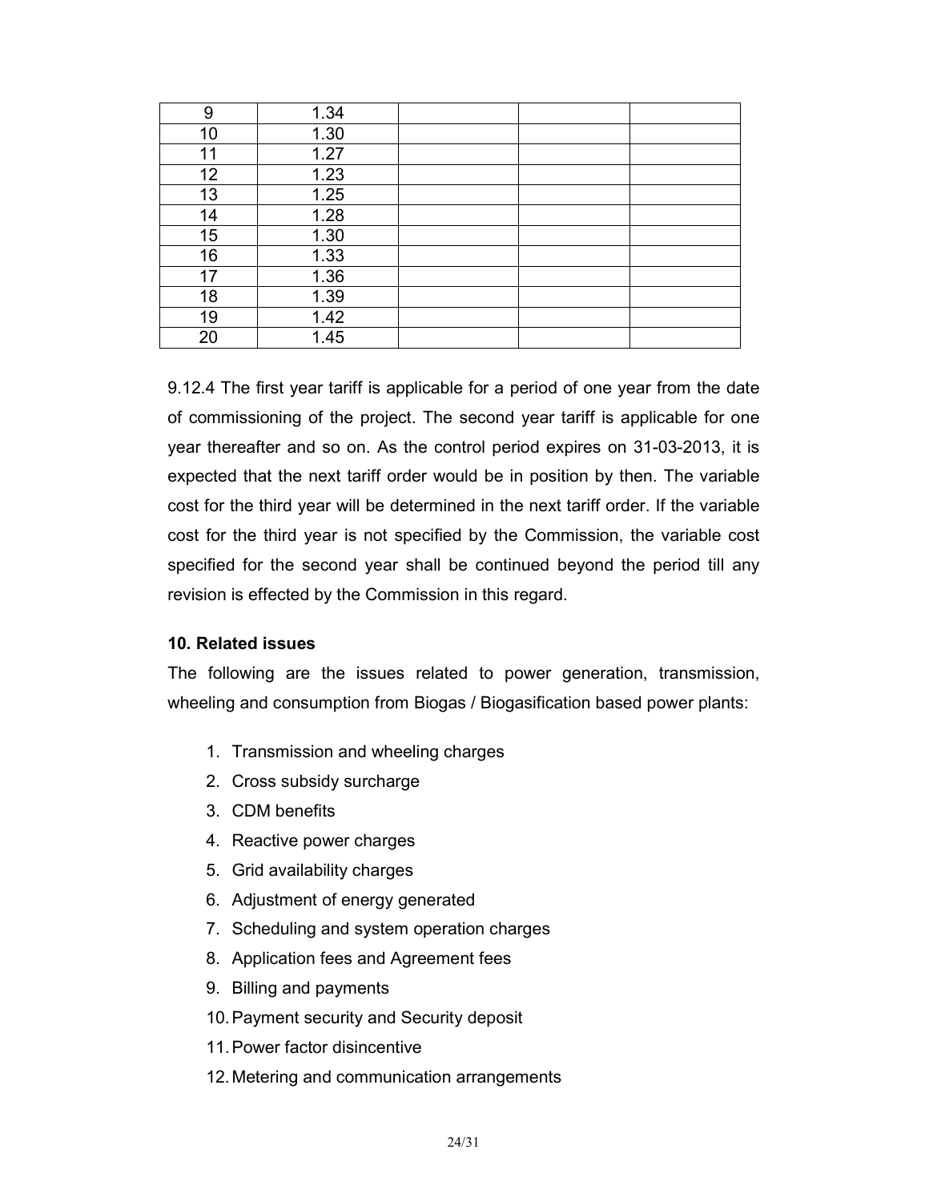| | | | | |
|---|---|---|---|---|
| 9 | 1.34 | | | |
| 10 | 1.30 | | | |
| 11 | 1.27 | | | |
| 12 | 1.23 | | | |
| 13 | 1.25 | | | |
| 14 | 1.28 | | | |
| 15 | 1.30 | | | |
| 16 | 1.33 | | | |
| 17 | 1.36 | | | |
| 18 | 1.39 | | | |
| 19 | 1.42 | | | |
| 20 | 1.45 | | | |

9.12.4 The first year tariff is applicable for a period of one year from the date of commissioning of the project. The second year tariff is applicable for one year thereafter and so on. As the control period expires on 31-03-2013, it is expected that the next tariff order would be in position by then. The variable cost for the third year will be determined in the next tariff order. If the variable cost for the third year is not specified by the Commission, the variable cost specified for the second year shall be continued beyond the period till any revision is effected by the Commission in this regard.

**10. Related issues**

The following are the issues related to power generation, transmission, wheeling and consumption from Biogas / Biogasification based power plants:

1. Transmission and wheeling charges
2. Cross subsidy surcharge
3. CDM benefits
4. Reactive power charges
5. Grid availability charges
6. Adjustment of energy generated
7. Scheduling and system operation charges
8. Application fees and Agreement fees
9. Billing and payments
10. Payment security and Security deposit
11. Power factor disincentive
12. Metering and communication arrangements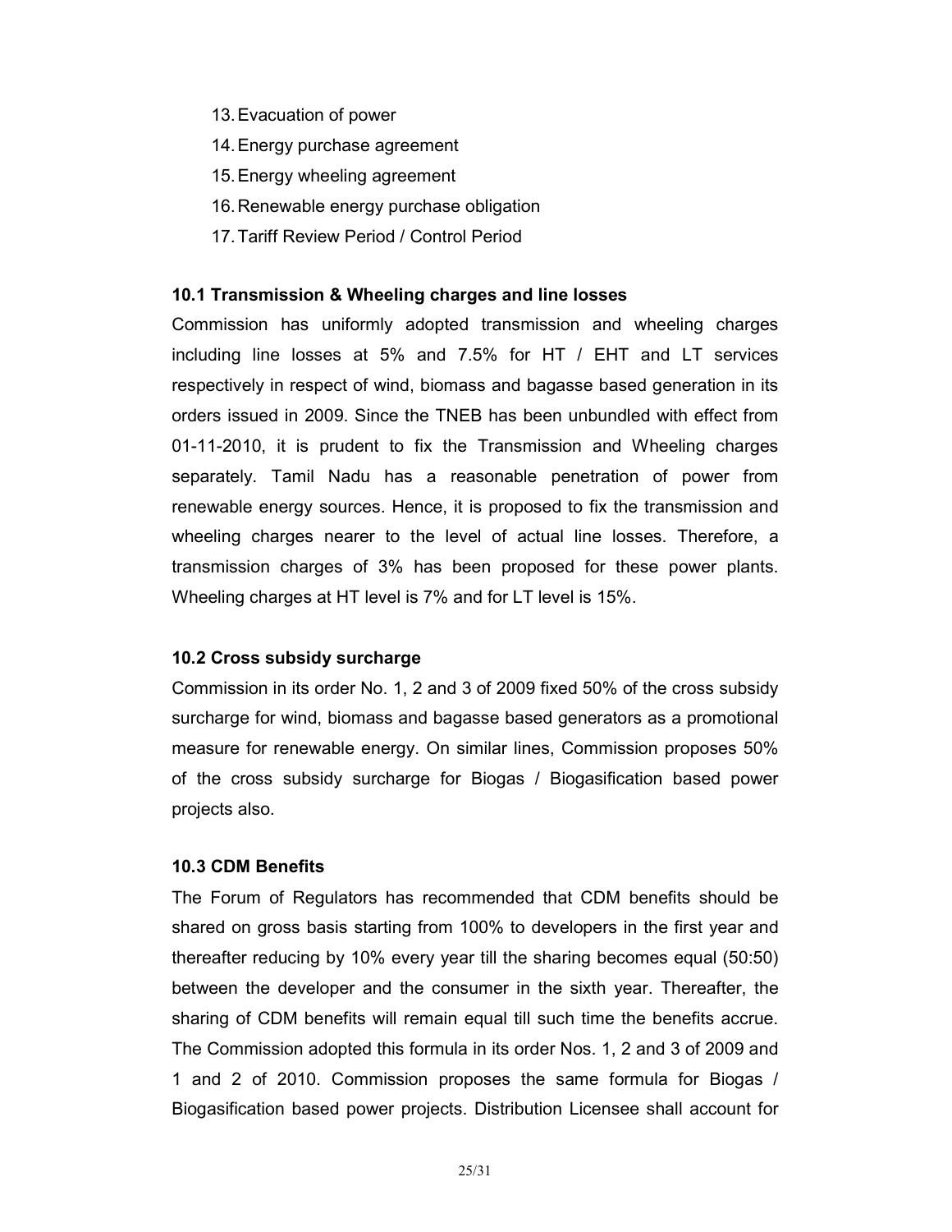13. Evacuation of power
14. Energy purchase agreement
15. Energy wheeling agreement
16. Renewable energy purchase obligation
17. Tariff Review Period / Control Period

**10.1 Transmission & Wheeling charges and line losses**

Commission has uniformly adopted transmission and wheeling charges including line losses at 5% and 7.5% for HT / EHT and LT services respectively in respect of wind, biomass and bagasse based generation in its orders issued in 2009. Since the TNEB has been unbundled with effect from 01-11-2010, it is prudent to fix the Transmission and Wheeling charges separately. Tamil Nadu has a reasonable penetration of power from renewable energy sources. Hence, it is proposed to fix the transmission and wheeling charges nearer to the level of actual line losses. Therefore, a transmission charges of 3% has been proposed for these power plants. Wheeling charges at HT level is 7% and for LT level is 15%.

**10.2 Cross subsidy surcharge**

Commission in its order No. 1, 2 and 3 of 2009 fixed 50% of the cross subsidy surcharge for wind, biomass and bagasse based generators as a promotional measure for renewable energy. On similar lines, Commission proposes 50% of the cross subsidy surcharge for Biogas / Biogasification based power projects also.

**10.3 CDM Benefits**

The Forum of Regulators has recommended that CDM benefits should be shared on gross basis starting from 100% to developers in the first year and thereafter reducing by 10% every year till the sharing becomes equal (50:50) between the developer and the consumer in the sixth year. Thereafter, the sharing of CDM benefits will remain equal till such time the benefits accrue. The Commission adopted this formula in its order Nos. 1, 2 and 3 of 2009 and 1 and 2 of 2010. Commission proposes the same formula for Biogas / Biogasification based power projects. Distribution Licensee shall account for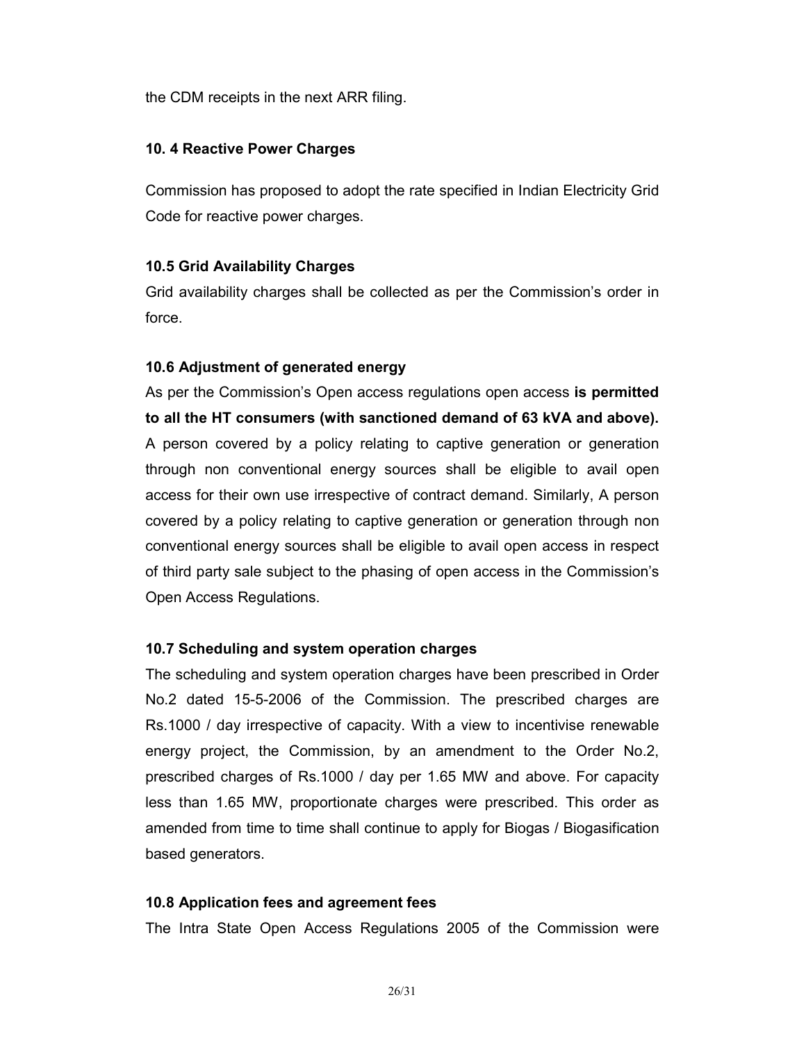the CDM receipts in the next ARR filing.

### 10. 4 Reactive Power Charges

Commission has proposed to adopt the rate specified in Indian Electricity Grid Code for reactive power charges.

### 10.5 Grid Availability Charges

Grid availability charges shall be collected as per the Commission's order in force.

### 10.6 Adjustment of generated energy

As per the Commission's Open access regulations open access **is permitted to all the HT consumers (with sanctioned demand of 63 kVA and above).** A person covered by a policy relating to captive generation or generation through non conventional energy sources shall be eligible to avail open access for their own use irrespective of contract demand. Similarly, A person covered by a policy relating to captive generation or generation through non conventional energy sources shall be eligible to avail open access in respect of third party sale subject to the phasing of open access in the Commission's Open Access Regulations.

### 10.7 Scheduling and system operation charges

The scheduling and system operation charges have been prescribed in Order No.2 dated 15-5-2006 of the Commission. The prescribed charges are Rs.1000 / day irrespective of capacity. With a view to incentivise renewable energy project, the Commission, by an amendment to the Order No.2, prescribed charges of Rs.1000 / day per 1.65 MW and above. For capacity less than 1.65 MW, proportionate charges were prescribed. This order as amended from time to time shall continue to apply for Biogas / Biogasification based generators.

### 10.8 Application fees and agreement fees

The Intra State Open Access Regulations 2005 of the Commission were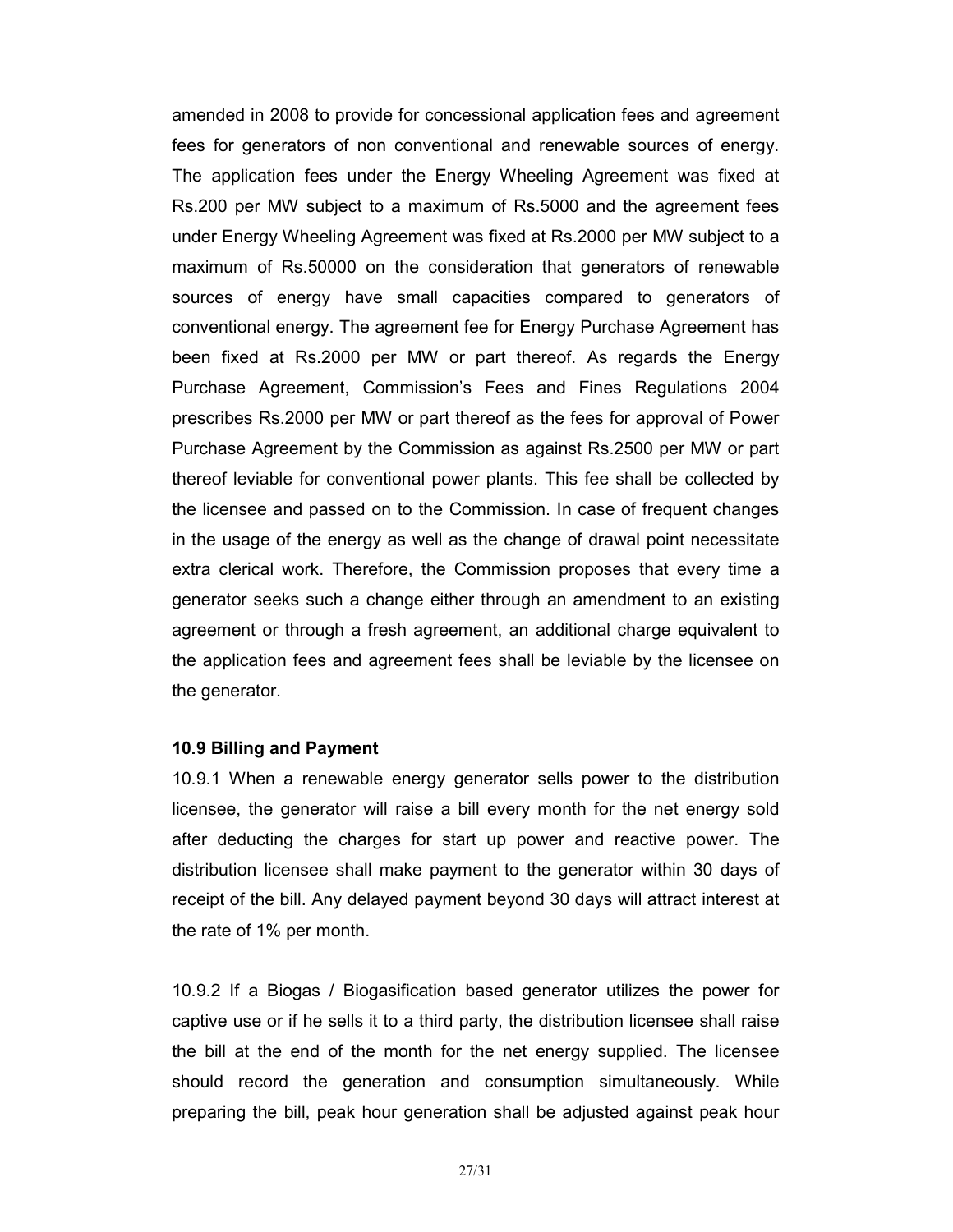amended in 2008 to provide for concessional application fees and agreement fees for generators of non conventional and renewable sources of energy. The application fees under the Energy Wheeling Agreement was fixed at Rs.200 per MW subject to a maximum of Rs.5000 and the agreement fees under Energy Wheeling Agreement was fixed at Rs.2000 per MW subject to a maximum of Rs.50000 on the consideration that generators of renewable sources of energy have small capacities compared to generators of conventional energy. The agreement fee for Energy Purchase Agreement has been fixed at Rs.2000 per MW or part thereof. As regards the Energy Purchase Agreement, Commission's Fees and Fines Regulations 2004 prescribes Rs.2000 per MW or part thereof as the fees for approval of Power Purchase Agreement by the Commission as against Rs.2500 per MW or part thereof leviable for conventional power plants. This fee shall be collected by the licensee and passed on to the Commission. In case of frequent changes in the usage of the energy as well as the change of drawal point necessitate extra clerical work. Therefore, the Commission proposes that every time a generator seeks such a change either through an amendment to an existing agreement or through a fresh agreement, an additional charge equivalent to the application fees and agreement fees shall be leviable by the licensee on the generator.

**10.9 Billing and Payment**

10.9.1 When a renewable energy generator sells power to the distribution licensee, the generator will raise a bill every month for the net energy sold after deducting the charges for start up power and reactive power. The distribution licensee shall make payment to the generator within 30 days of receipt of the bill. Any delayed payment beyond 30 days will attract interest at the rate of 1% per month.

10.9.2 If a Biogas / Biogasification based generator utilizes the power for captive use or if he sells it to a third party, the distribution licensee shall raise the bill at the end of the month for the net energy supplied. The licensee should record the generation and consumption simultaneously. While preparing the bill, peak hour generation shall be adjusted against peak hour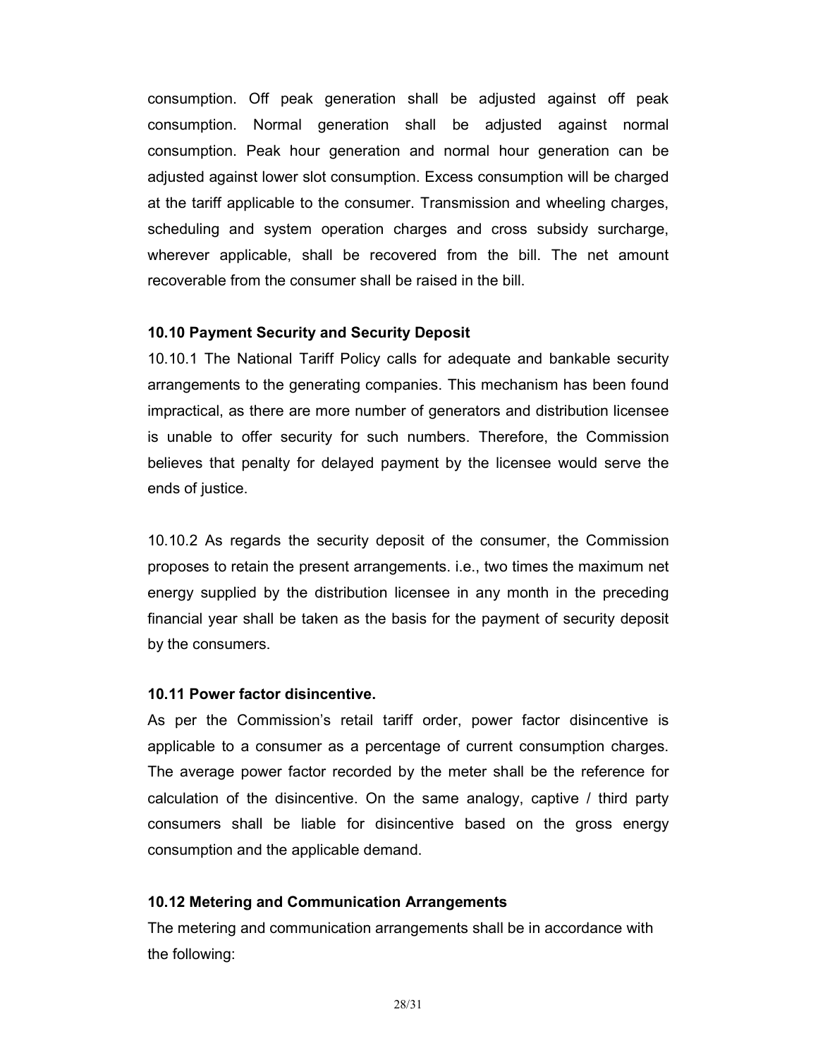consumption. Off peak generation shall be adjusted against off peak consumption. Normal generation shall be adjusted against normal consumption. Peak hour generation and normal hour generation can be adjusted against lower slot consumption. Excess consumption will be charged at the tariff applicable to the consumer. Transmission and wheeling charges, scheduling and system operation charges and cross subsidy surcharge, wherever applicable, shall be recovered from the bill. The net amount recoverable from the consumer shall be raised in the bill.

**10.10 Payment Security and Security Deposit**

10.10.1 The National Tariff Policy calls for adequate and bankable security arrangements to the generating companies. This mechanism has been found impractical, as there are more number of generators and distribution licensee is unable to offer security for such numbers. Therefore, the Commission believes that penalty for delayed payment by the licensee would serve the ends of justice.

10.10.2 As regards the security deposit of the consumer, the Commission proposes to retain the present arrangements. i.e., two times the maximum net energy supplied by the distribution licensee in any month in the preceding financial year shall be taken as the basis for the payment of security deposit by the consumers.

**10.11 Power factor disincentive.**

As per the Commission's retail tariff order, power factor disincentive is applicable to a consumer as a percentage of current consumption charges. The average power factor recorded by the meter shall be the reference for calculation of the disincentive. On the same analogy, captive / third party consumers shall be liable for disincentive based on the gross energy consumption and the applicable demand.

**10.12 Metering and Communication Arrangements**

The metering and communication arrangements shall be in accordance with the following: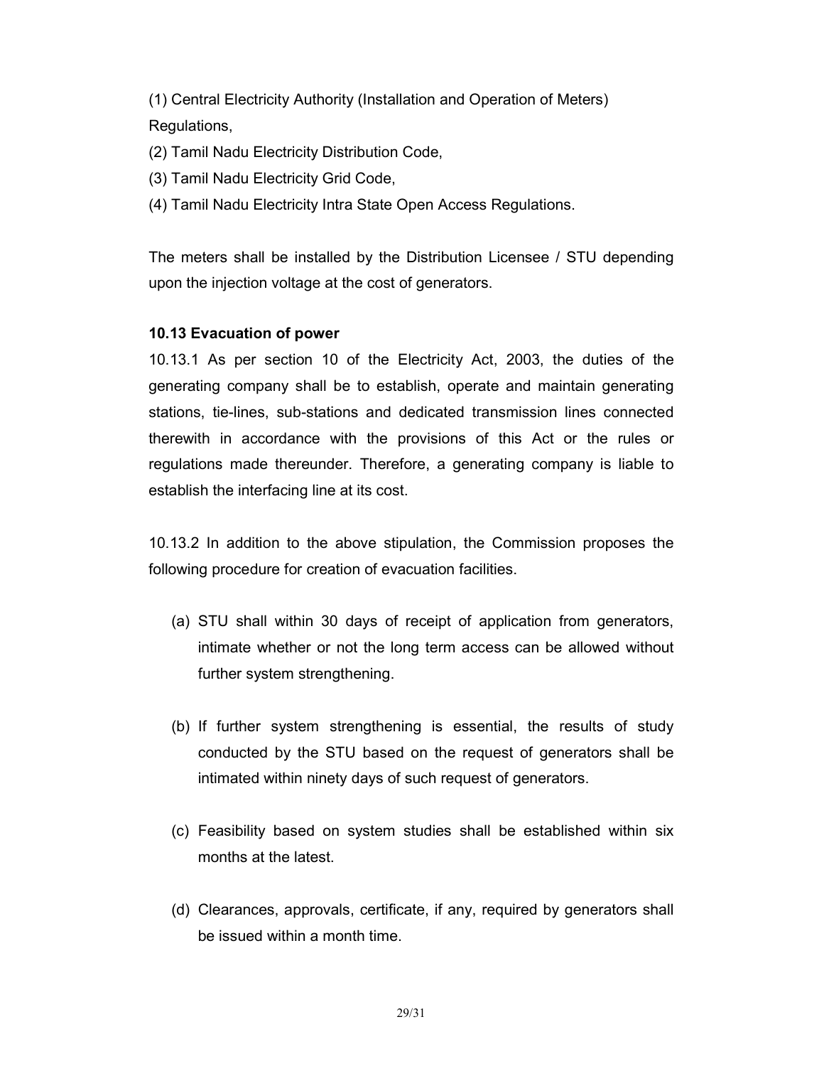(1) Central Electricity Authority (Installation and Operation of Meters) Regulations,

(2) Tamil Nadu Electricity Distribution Code,

(3) Tamil Nadu Electricity Grid Code,

(4) Tamil Nadu Electricity Intra State Open Access Regulations.

The meters shall be installed by the Distribution Licensee / STU depending upon the injection voltage at the cost of generators.

**10.13 Evacuation of power**

10.13.1 As per section 10 of the Electricity Act, 2003, the duties of the generating company shall be to establish, operate and maintain generating stations, tie-lines, sub-stations and dedicated transmission lines connected therewith in accordance with the provisions of this Act or the rules or regulations made thereunder. Therefore, a generating company is liable to establish the interfacing line at its cost.

10.13.2 In addition to the above stipulation, the Commission proposes the following procedure for creation of evacuation facilities.

(a) STU shall within 30 days of receipt of application from generators, intimate whether or not the long term access can be allowed without further system strengthening.

(b) If further system strengthening is essential, the results of study conducted by the STU based on the request of generators shall be intimated within ninety days of such request of generators.

(c) Feasibility based on system studies shall be established within six months at the latest.

(d) Clearances, approvals, certificate, if any, required by generators shall be issued within a month time.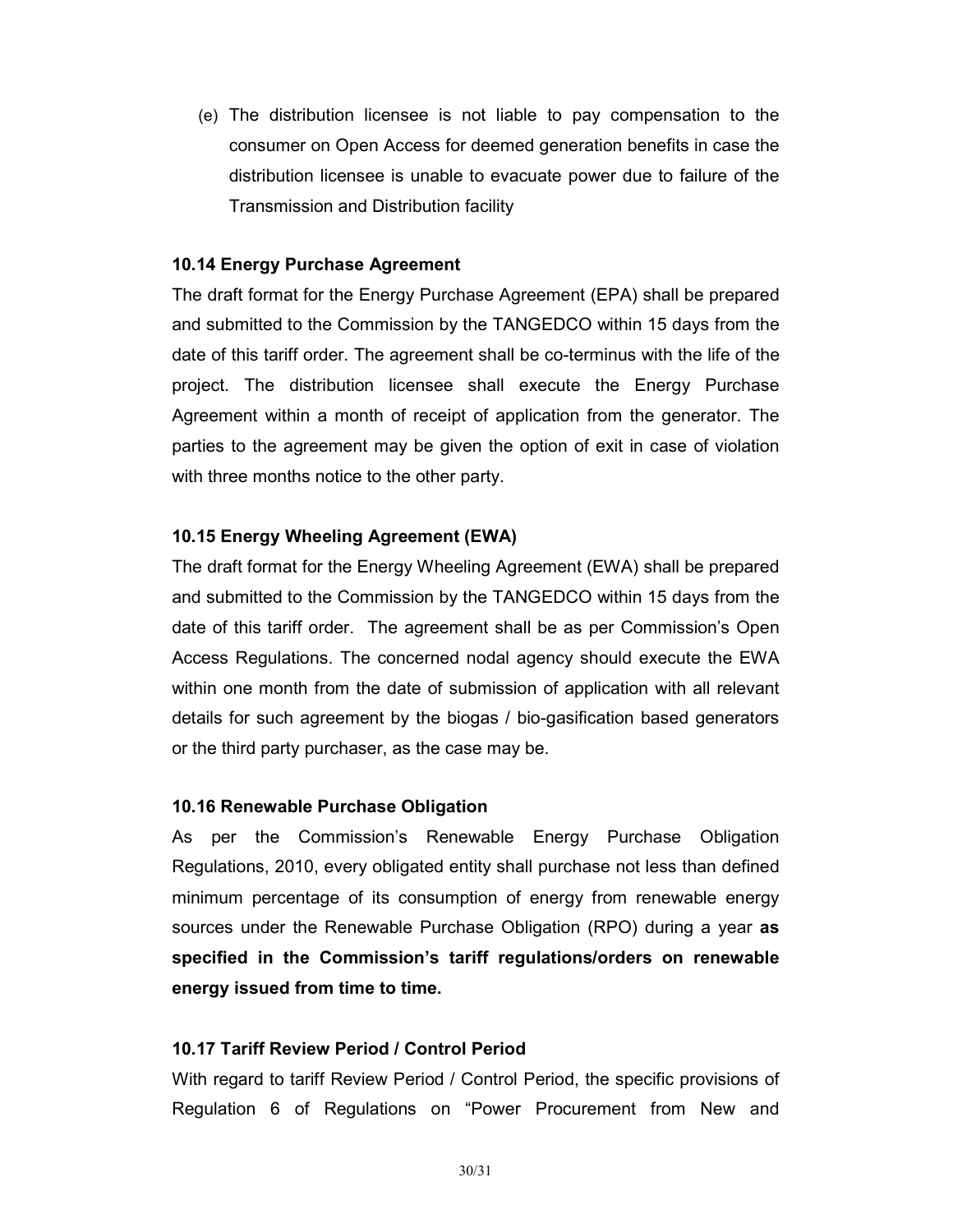(e) The distribution licensee is not liable to pay compensation to the consumer on Open Access for deemed generation benefits in case the distribution licensee is unable to evacuate power due to failure of the Transmission and Distribution facility

**10.14 Energy Purchase Agreement**

The draft format for the Energy Purchase Agreement (EPA) shall be prepared and submitted to the Commission by the TANGEDCO within 15 days from the date of this tariff order. The agreement shall be co-terminus with the life of the project. The distribution licensee shall execute the Energy Purchase Agreement within a month of receipt of application from the generator. The parties to the agreement may be given the option of exit in case of violation with three months notice to the other party.

**10.15 Energy Wheeling Agreement (EWA)**

The draft format for the Energy Wheeling Agreement (EWA) shall be prepared and submitted to the Commission by the TANGEDCO within 15 days from the date of this tariff order. The agreement shall be as per Commission's Open Access Regulations. The concerned nodal agency should execute the EWA within one month from the date of submission of application with all relevant details for such agreement by the biogas / bio-gasification based generators or the third party purchaser, as the case may be.

**10.16 Renewable Purchase Obligation**

As per the Commission's Renewable Energy Purchase Obligation Regulations, 2010, every obligated entity shall purchase not less than defined minimum percentage of its consumption of energy from renewable energy sources under the Renewable Purchase Obligation (RPO) during a year **as specified in the Commission's tariff regulations/orders on renewable energy issued from time to time.**

**10.17 Tariff Review Period / Control Period**

With regard to tariff Review Period / Control Period, the specific provisions of Regulation 6 of Regulations on "Power Procurement from New and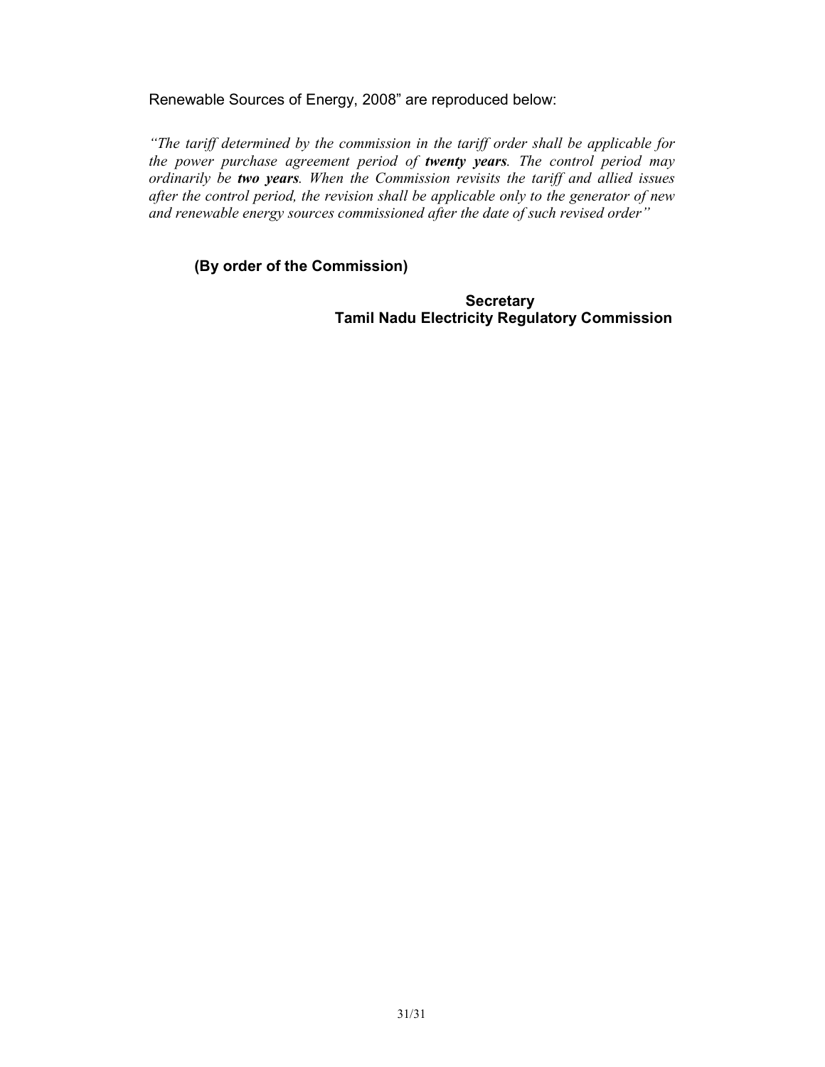Renewable Sources of Energy, 2008" are reproduced below:

*"The tariff determined by the commission in the tariff order shall be applicable for the power purchase agreement period of* ***twenty years****. The control period may ordinarily be* ***two years****. When the Commission revisits the tariff and allied issues after the control period, the revision shall be applicable only to the generator of new and renewable energy sources commissioned after the date of such revised order"*

**(By order of the Commission)**

**Secretary**
**Tamil Nadu Electricity Regulatory Commission**